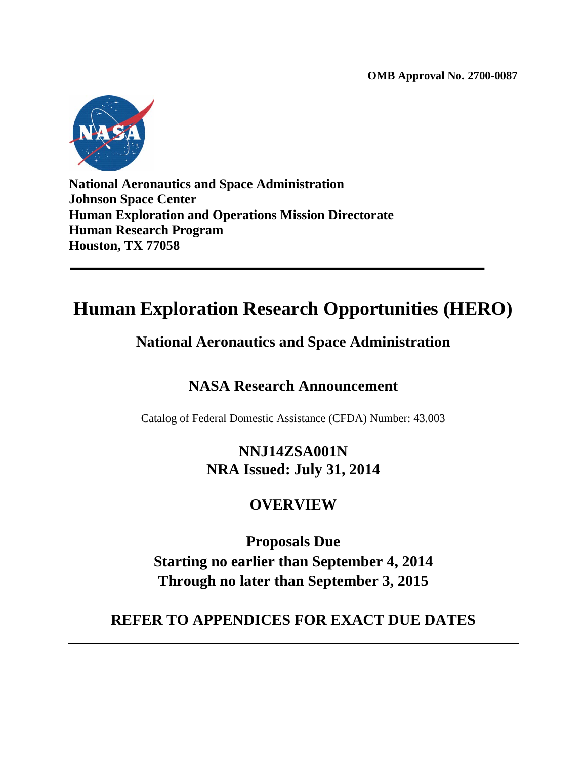**OMB Approval No. 2700-0087**

**National Aeronautics and Space Administration**
**Johnson Space Center**
**Human Exploration and Operations Mission Directorate**
**Human Research Program**
**Houston, TX 77058**

---

# Human Exploration Research Opportunities (HERO)

## National Aeronautics and Space Administration

## NASA Research Announcement

Catalog of Federal Domestic Assistance (CFDA) Number: 43.003

**NNJ14ZSA001N**
**NRA Issued: July 31, 2014**

## OVERVIEW

**Proposals Due**
**Starting no earlier than September 4, 2014**
**Through no later than September 3, 2015**

**REFER TO APPENDICES FOR EXACT DUE DATES**

---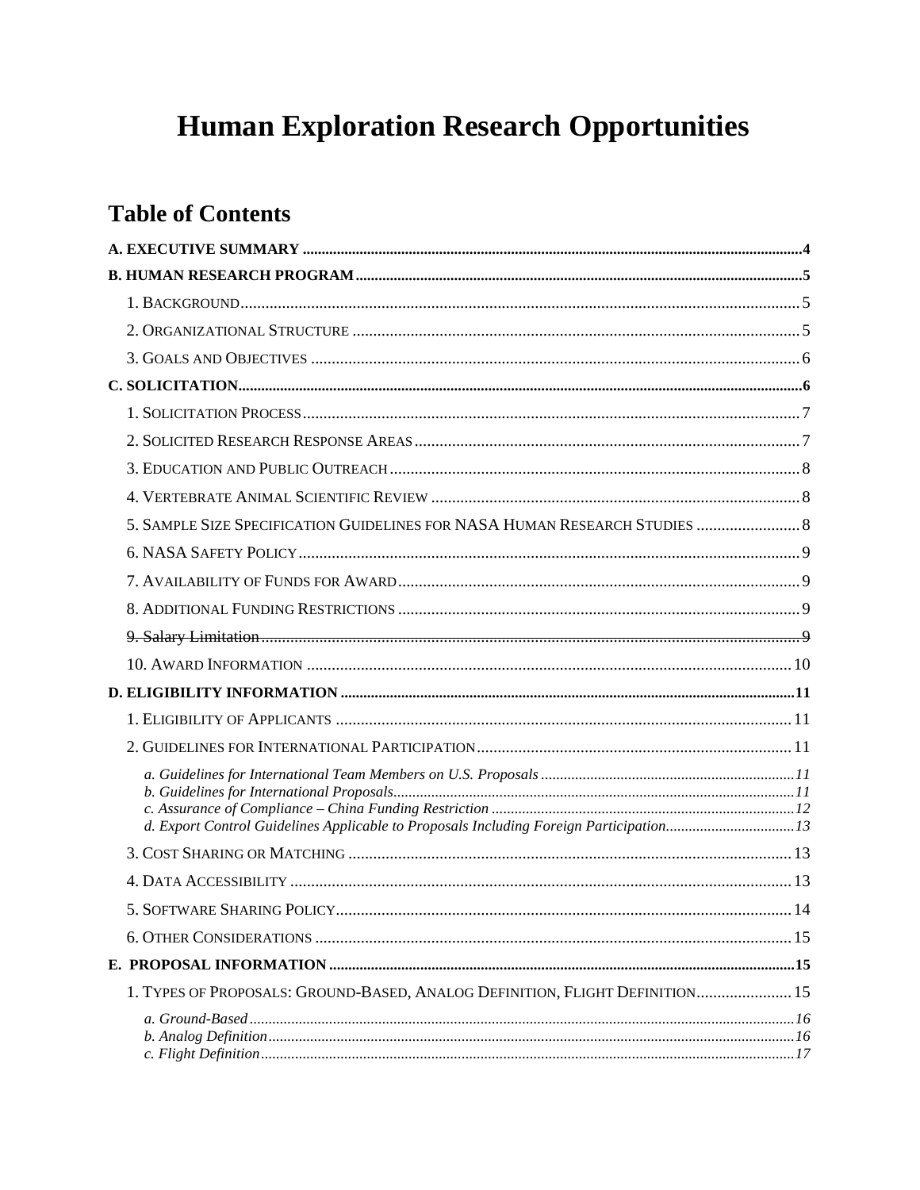# Human Exploration Research Opportunities

## Table of Contents

**A. EXECUTIVE SUMMARY** ..... 4

**B. HUMAN RESEARCH PROGRAM** ..... 5

- 1. BACKGROUND ..... 5
- 2. ORGANIZATIONAL STRUCTURE ..... 5
- 3. GOALS AND OBJECTIVES ..... 6

**C. SOLICITATION** ..... 6

- 1. SOLICITATION PROCESS ..... 7
- 2. SOLICITED RESEARCH RESPONSE AREAS ..... 7
- 3. EDUCATION AND PUBLIC OUTREACH ..... 8
- 4. VERTEBRATE ANIMAL SCIENTIFIC REVIEW ..... 8
- 5. SAMPLE SIZE SPECIFICATION GUIDELINES FOR NASA HUMAN RESEARCH STUDIES ..... 8
- 6. NASA SAFETY POLICY ..... 9
- 7. AVAILABILITY OF FUNDS FOR AWARD ..... 9
- 8. ADDITIONAL FUNDING RESTRICTIONS ..... 9
- ~~9. Salary Limitation ..... 9~~
- 10. AWARD INFORMATION ..... 10

**D. ELIGIBILITY INFORMATION** ..... 11

- 1. ELIGIBILITY OF APPLICANTS ..... 11
- 2. GUIDELINES FOR INTERNATIONAL PARTICIPATION ..... 11
  - *a. Guidelines for International Team Members on U.S. Proposals ..... 11*
  - *b. Guidelines for International Proposals ..... 11*
  - *c. Assurance of Compliance – China Funding Restriction ..... 12*
  - *d. Export Control Guidelines Applicable to Proposals Including Foreign Participation ..... 13*
- 3. COST SHARING OR MATCHING ..... 13
- 4. DATA ACCESSIBILITY ..... 13
- 5. SOFTWARE SHARING POLICY ..... 14
- 6. OTHER CONSIDERATIONS ..... 15

**E. PROPOSAL INFORMATION** ..... 15

- 1. TYPES OF PROPOSALS: GROUND-BASED, ANALOG DEFINITION, FLIGHT DEFINITION ..... 15
  - *a. Ground-Based ..... 16*
  - *b. Analog Definition ..... 16*
  - *c. Flight Definition ..... 17*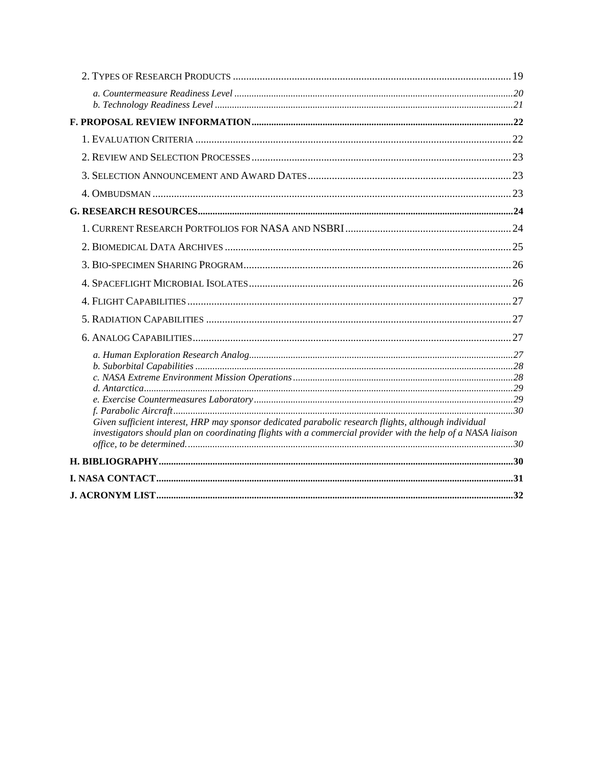2. TYPES OF RESEARCH PRODUCTS ........................................................................................................ 19

*a. Countermeasure Readiness Level* ........................................................................................................ *20*
*b. Technology Readiness Level* ........................................................................................................ *21*

**F. PROPOSAL REVIEW INFORMATION........................................................................................................ 22**

1. EVALUATION CRITERIA ........................................................................................................ 22

2. REVIEW AND SELECTION PROCESSES ........................................................................................................ 23

3. SELECTION ANNOUNCEMENT AND AWARD DATES ........................................................................................................ 23

4. OMBUDSMAN ........................................................................................................ 23

**G. RESEARCH RESOURCES........................................................................................................ 24**

1. CURRENT RESEARCH PORTFOLIOS FOR NASA AND NSBRI ........................................................................................................ 24

2. BIOMEDICAL DATA ARCHIVES ........................................................................................................ 25

3. BIO-SPECIMEN SHARING PROGRAM........................................................................................................ 26

4. SPACEFLIGHT MICROBIAL ISOLATES ........................................................................................................ 26

4. FLIGHT CAPABILITIES ........................................................................................................ 27

5. RADIATION CAPABILITIES ........................................................................................................ 27

6. ANALOG CAPABILITIES ........................................................................................................ 27

*a. Human Exploration Research Analog........................................................................................................ 27*
*b. Suborbital Capabilities ........................................................................................................ 28*
*c. NASA Extreme Environment Mission Operations ........................................................................................................ 28*
*d. Antarctica........................................................................................................ 29*
*e. Exercise Countermeasures Laboratory ........................................................................................................ 29*
*f. Parabolic Aircraft........................................................................................................ 30*
*Given sufficient interest, HRP may sponsor dedicated parabolic research flights, although individual investigators should plan on coordinating flights with a commercial provider with the help of a NASA liaison office, to be determined. ........................................................................................................ 30*

**H. BIBLIOGRAPHY........................................................................................................ 30**

**I. NASA CONTACT........................................................................................................ 31**

**J. ACRONYM LIST........................................................................................................ 32**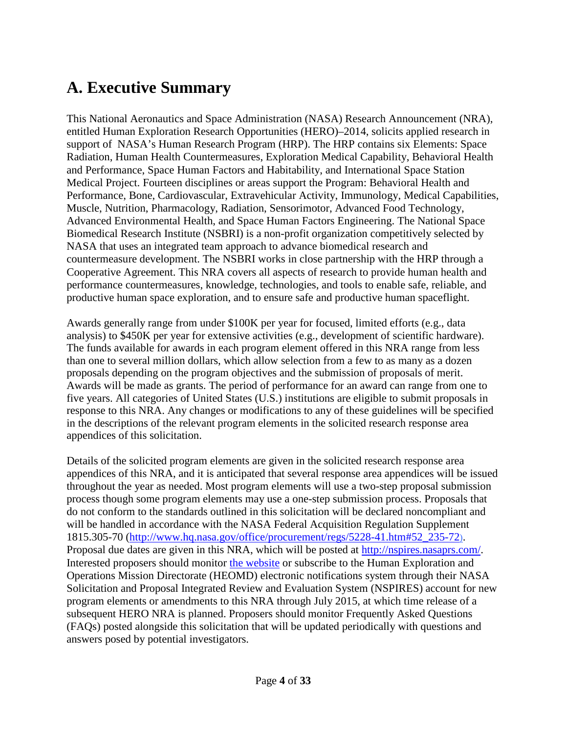# A. Executive Summary

This National Aeronautics and Space Administration (NASA) Research Announcement (NRA), entitled Human Exploration Research Opportunities (HERO)–2014, solicits applied research in support of NASA's Human Research Program (HRP). The HRP contains six Elements: Space Radiation, Human Health Countermeasures, Exploration Medical Capability, Behavioral Health and Performance, Space Human Factors and Habitability, and International Space Station Medical Project. Fourteen disciplines or areas support the Program: Behavioral Health and Performance, Bone, Cardiovascular, Extravehicular Activity, Immunology, Medical Capabilities, Muscle, Nutrition, Pharmacology, Radiation, Sensorimotor, Advanced Food Technology, Advanced Environmental Health, and Space Human Factors Engineering. The National Space Biomedical Research Institute (NSBRI) is a non-profit organization competitively selected by NASA that uses an integrated team approach to advance biomedical research and countermeasure development. The NSBRI works in close partnership with the HRP through a Cooperative Agreement. This NRA covers all aspects of research to provide human health and performance countermeasures, knowledge, technologies, and tools to enable safe, reliable, and productive human space exploration, and to ensure safe and productive human spaceflight.

Awards generally range from under $100K per year for focused, limited efforts (e.g., data analysis) to $450K per year for extensive activities (e.g., development of scientific hardware). The funds available for awards in each program element offered in this NRA range from less than one to several million dollars, which allow selection from a few to as many as a dozen proposals depending on the program objectives and the submission of proposals of merit. Awards will be made as grants. The period of performance for an award can range from one to five years. All categories of United States (U.S.) institutions are eligible to submit proposals in response to this NRA. Any changes or modifications to any of these guidelines will be specified in the descriptions of the relevant program elements in the solicited research response area appendices of this solicitation.

Details of the solicited program elements are given in the solicited research response area appendices of this NRA, and it is anticipated that several response area appendices will be issued throughout the year as needed. Most program elements will use a two-step proposal submission process though some program elements may use a one-step submission process. Proposals that do not conform to the standards outlined in this solicitation will be declared noncompliant and will be handled in accordance with the NASA Federal Acquisition Regulation Supplement 1815.305-70 (http://www.hq.nasa.gov/office/procurement/regs/5228-41.htm#52_235-72). Proposal due dates are given in this NRA, which will be posted at http://nspires.nasaprs.com/. Interested proposers should monitor the website or subscribe to the Human Exploration and Operations Mission Directorate (HEOMD) electronic notifications system through their NASA Solicitation and Proposal Integrated Review and Evaluation System (NSPIRES) account for new program elements or amendments to this NRA through July 2015, at which time release of a subsequent HERO NRA is planned. Proposers should monitor Frequently Asked Questions (FAQs) posted alongside this solicitation that will be updated periodically with questions and answers posed by potential investigators.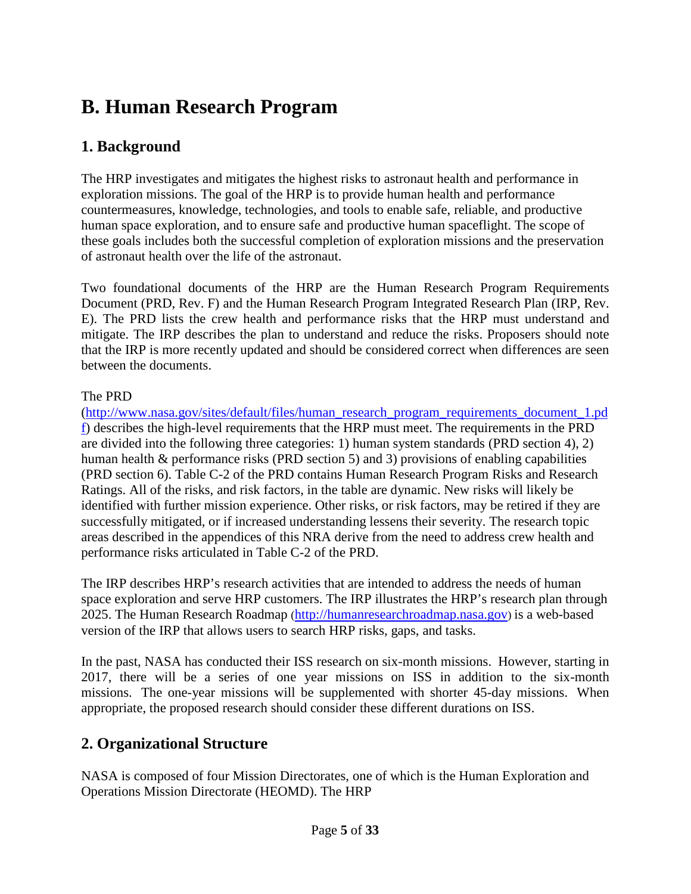# B. Human Research Program

## 1. Background

The HRP investigates and mitigates the highest risks to astronaut health and performance in exploration missions. The goal of the HRP is to provide human health and performance countermeasures, knowledge, technologies, and tools to enable safe, reliable, and productive human space exploration, and to ensure safe and productive human spaceflight. The scope of these goals includes both the successful completion of exploration missions and the preservation of astronaut health over the life of the astronaut.

Two foundational documents of the HRP are the Human Research Program Requirements Document (PRD, Rev. F) and the Human Research Program Integrated Research Plan (IRP, Rev. E). The PRD lists the crew health and performance risks that the HRP must understand and mitigate. The IRP describes the plan to understand and reduce the risks. Proposers should note that the IRP is more recently updated and should be considered correct when differences are seen between the documents.

The PRD (http://www.nasa.gov/sites/default/files/human_research_program_requirements_document_1.pdf) describes the high-level requirements that the HRP must meet. The requirements in the PRD are divided into the following three categories: 1) human system standards (PRD section 4), 2) human health & performance risks (PRD section 5) and 3) provisions of enabling capabilities (PRD section 6). Table C-2 of the PRD contains Human Research Program Risks and Research Ratings. All of the risks, and risk factors, in the table are dynamic. New risks will likely be identified with further mission experience. Other risks, or risk factors, may be retired if they are successfully mitigated, or if increased understanding lessens their severity. The research topic areas described in the appendices of this NRA derive from the need to address crew health and performance risks articulated in Table C-2 of the PRD.

The IRP describes HRP's research activities that are intended to address the needs of human space exploration and serve HRP customers. The IRP illustrates the HRP's research plan through 2025. The Human Research Roadmap (http://humanresearchroadmap.nasa.gov) is a web-based version of the IRP that allows users to search HRP risks, gaps, and tasks.

In the past, NASA has conducted their ISS research on six-month missions. However, starting in 2017, there will be a series of one year missions on ISS in addition to the six-month missions. The one-year missions will be supplemented with shorter 45-day missions. When appropriate, the proposed research should consider these different durations on ISS.

## 2. Organizational Structure

NASA is composed of four Mission Directorates, one of which is the Human Exploration and Operations Mission Directorate (HEOMD). The HRP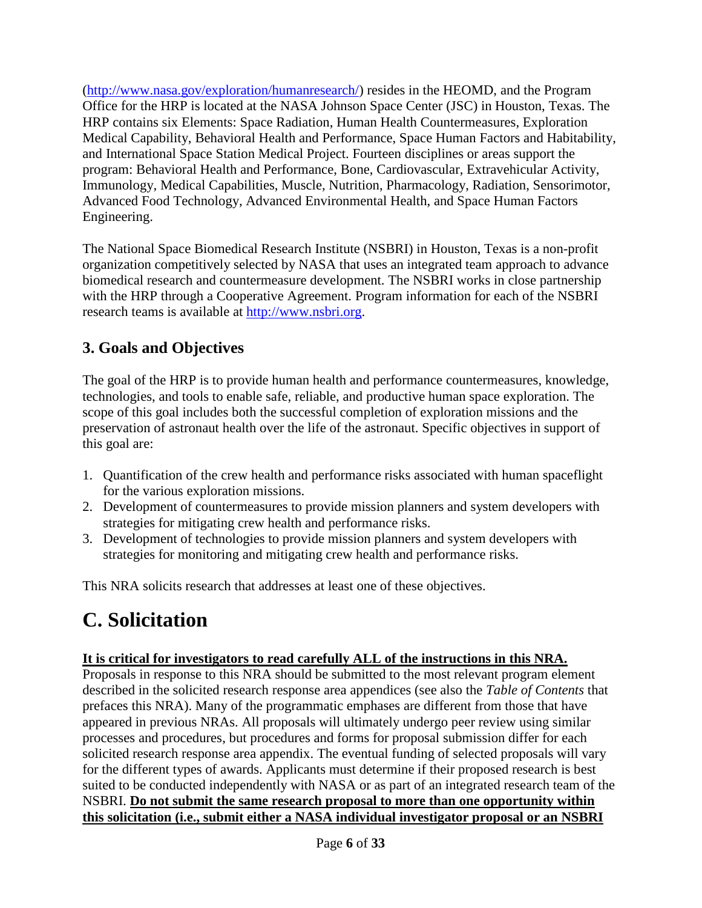(http://www.nasa.gov/exploration/humanresearch/) resides in the HEOMD, and the Program Office for the HRP is located at the NASA Johnson Space Center (JSC) in Houston, Texas. The HRP contains six Elements: Space Radiation, Human Health Countermeasures, Exploration Medical Capability, Behavioral Health and Performance, Space Human Factors and Habitability, and International Space Station Medical Project. Fourteen disciplines or areas support the program: Behavioral Health and Performance, Bone, Cardiovascular, Extravehicular Activity, Immunology, Medical Capabilities, Muscle, Nutrition, Pharmacology, Radiation, Sensorimotor, Advanced Food Technology, Advanced Environmental Health, and Space Human Factors Engineering.

The National Space Biomedical Research Institute (NSBRI) in Houston, Texas is a non-profit organization competitively selected by NASA that uses an integrated team approach to advance biomedical research and countermeasure development. The NSBRI works in close partnership with the HRP through a Cooperative Agreement. Program information for each of the NSBRI research teams is available at http://www.nsbri.org.

## 3. Goals and Objectives

The goal of the HRP is to provide human health and performance countermeasures, knowledge, technologies, and tools to enable safe, reliable, and productive human space exploration. The scope of this goal includes both the successful completion of exploration missions and the preservation of astronaut health over the life of the astronaut. Specific objectives in support of this goal are:

1. Quantification of the crew health and performance risks associated with human spaceflight for the various exploration missions.
2. Development of countermeasures to provide mission planners and system developers with strategies for mitigating crew health and performance risks.
3. Development of technologies to provide mission planners and system developers with strategies for monitoring and mitigating crew health and performance risks.

This NRA solicits research that addresses at least one of these objectives.

# C. Solicitation

**It is critical for investigators to read carefully ALL of the instructions in this NRA.**
Proposals in response to this NRA should be submitted to the most relevant program element described in the solicited research response area appendices (see also the *Table of Contents* that prefaces this NRA). Many of the programmatic emphases are different from those that have appeared in previous NRAs. All proposals will ultimately undergo peer review using similar processes and procedures, but procedures and forms for proposal submission differ for each solicited research response area appendix. The eventual funding of selected proposals will vary for the different types of awards. Applicants must determine if their proposed research is best suited to be conducted independently with NASA or as part of an integrated research team of the NSBRI. **Do not submit the same research proposal to more than one opportunity within this solicitation (i.e., submit either a NASA individual investigator proposal or an NSBRI**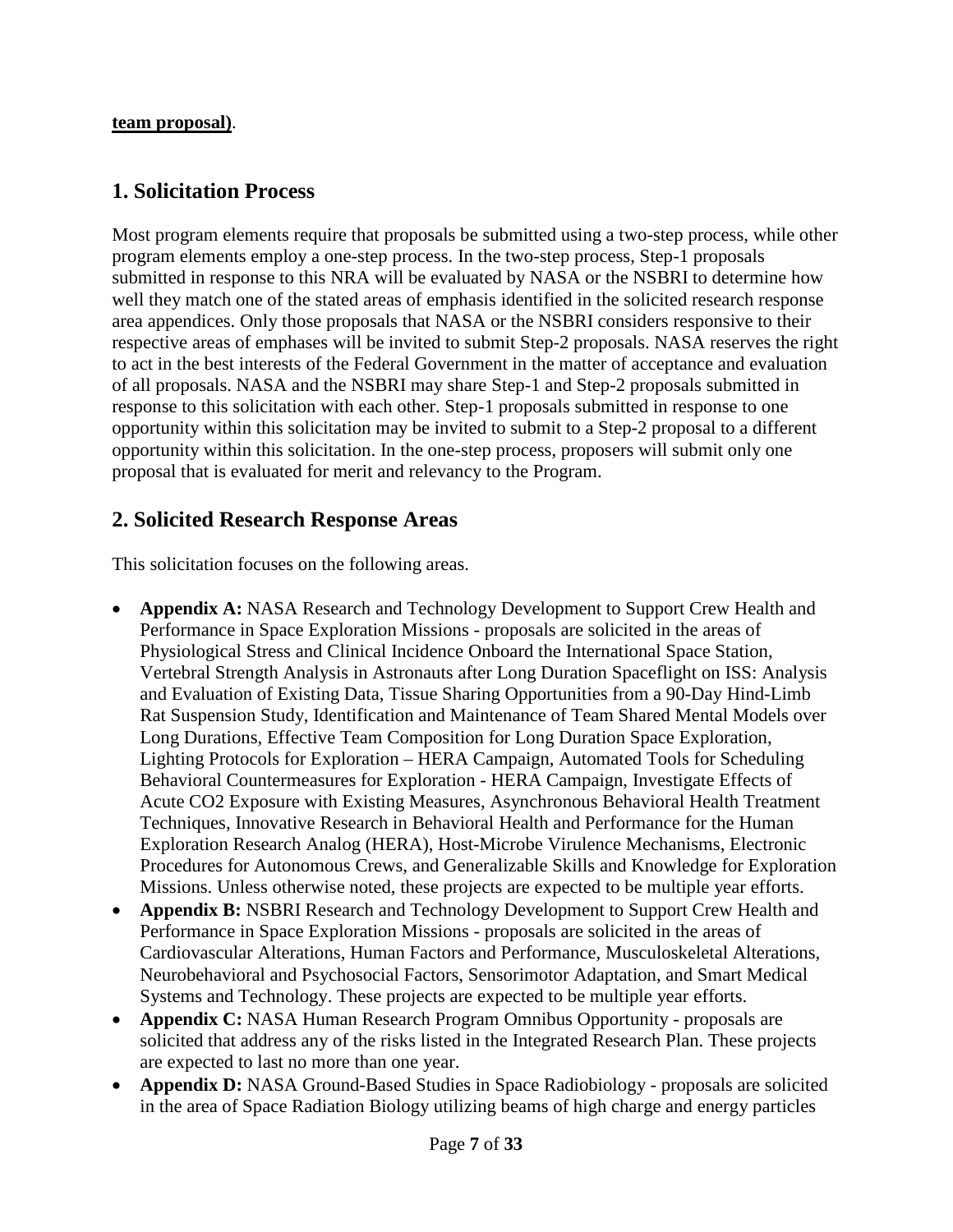**team proposal)**.

## 1. Solicitation Process

Most program elements require that proposals be submitted using a two-step process, while other program elements employ a one-step process. In the two-step process, Step-1 proposals submitted in response to this NRA will be evaluated by NASA or the NSBRI to determine how well they match one of the stated areas of emphasis identified in the solicited research response area appendices. Only those proposals that NASA or the NSBRI considers responsive to their respective areas of emphases will be invited to submit Step-2 proposals. NASA reserves the right to act in the best interests of the Federal Government in the matter of acceptance and evaluation of all proposals. NASA and the NSBRI may share Step-1 and Step-2 proposals submitted in response to this solicitation with each other. Step-1 proposals submitted in response to one opportunity within this solicitation may be invited to submit to a Step-2 proposal to a different opportunity within this solicitation. In the one-step process, proposers will submit only one proposal that is evaluated for merit and relevancy to the Program.

## 2. Solicited Research Response Areas

This solicitation focuses on the following areas.

- **Appendix A:** NASA Research and Technology Development to Support Crew Health and Performance in Space Exploration Missions - proposals are solicited in the areas of Physiological Stress and Clinical Incidence Onboard the International Space Station, Vertebral Strength Analysis in Astronauts after Long Duration Spaceflight on ISS: Analysis and Evaluation of Existing Data, Tissue Sharing Opportunities from a 90-Day Hind-Limb Rat Suspension Study, Identification and Maintenance of Team Shared Mental Models over Long Durations, Effective Team Composition for Long Duration Space Exploration, Lighting Protocols for Exploration – HERA Campaign, Automated Tools for Scheduling Behavioral Countermeasures for Exploration - HERA Campaign, Investigate Effects of Acute CO2 Exposure with Existing Measures, Asynchronous Behavioral Health Treatment Techniques, Innovative Research in Behavioral Health and Performance for the Human Exploration Research Analog (HERA), Host-Microbe Virulence Mechanisms, Electronic Procedures for Autonomous Crews, and Generalizable Skills and Knowledge for Exploration Missions. Unless otherwise noted, these projects are expected to be multiple year efforts.
- **Appendix B:** NSBRI Research and Technology Development to Support Crew Health and Performance in Space Exploration Missions - proposals are solicited in the areas of Cardiovascular Alterations, Human Factors and Performance, Musculoskeletal Alterations, Neurobehavioral and Psychosocial Factors, Sensorimotor Adaptation, and Smart Medical Systems and Technology. These projects are expected to be multiple year efforts.
- **Appendix C:** NASA Human Research Program Omnibus Opportunity - proposals are solicited that address any of the risks listed in the Integrated Research Plan. These projects are expected to last no more than one year.
- **Appendix D:** NASA Ground-Based Studies in Space Radiobiology - proposals are solicited in the area of Space Radiation Biology utilizing beams of high charge and energy particles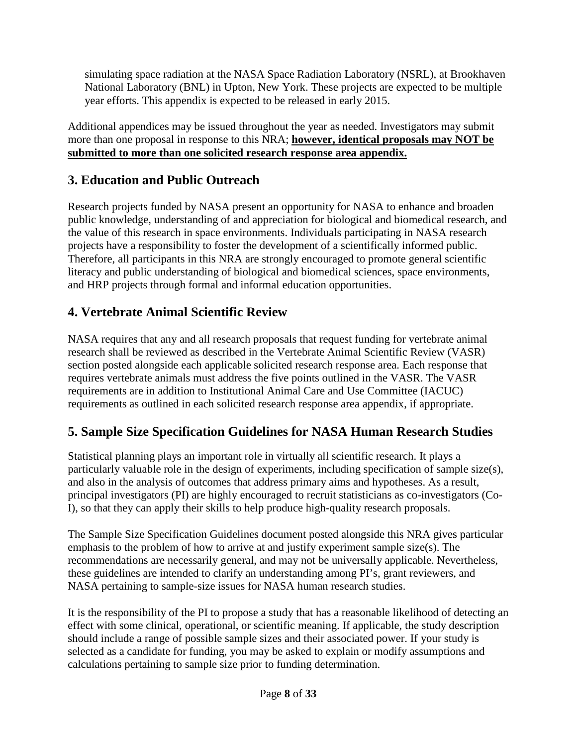simulating space radiation at the NASA Space Radiation Laboratory (NSRL), at Brookhaven National Laboratory (BNL) in Upton, New York. These projects are expected to be multiple year efforts. This appendix is expected to be released in early 2015.

Additional appendices may be issued throughout the year as needed. Investigators may submit more than one proposal in response to this NRA; **<u>however, identical proposals may NOT be submitted to more than one solicited research response area appendix.</u>**

## 3. Education and Public Outreach

Research projects funded by NASA present an opportunity for NASA to enhance and broaden public knowledge, understanding of and appreciation for biological and biomedical research, and the value of this research in space environments. Individuals participating in NASA research projects have a responsibility to foster the development of a scientifically informed public. Therefore, all participants in this NRA are strongly encouraged to promote general scientific literacy and public understanding of biological and biomedical sciences, space environments, and HRP projects through formal and informal education opportunities.

## 4. Vertebrate Animal Scientific Review

NASA requires that any and all research proposals that request funding for vertebrate animal research shall be reviewed as described in the Vertebrate Animal Scientific Review (VASR) section posted alongside each applicable solicited research response area. Each response that requires vertebrate animals must address the five points outlined in the VASR. The VASR requirements are in addition to Institutional Animal Care and Use Committee (IACUC) requirements as outlined in each solicited research response area appendix, if appropriate.

## 5. Sample Size Specification Guidelines for NASA Human Research Studies

Statistical planning plays an important role in virtually all scientific research. It plays a particularly valuable role in the design of experiments, including specification of sample size(s), and also in the analysis of outcomes that address primary aims and hypotheses. As a result, principal investigators (PI) are highly encouraged to recruit statisticians as co-investigators (Co-I), so that they can apply their skills to help produce high-quality research proposals.

The Sample Size Specification Guidelines document posted alongside this NRA gives particular emphasis to the problem of how to arrive at and justify experiment sample size(s). The recommendations are necessarily general, and may not be universally applicable. Nevertheless, these guidelines are intended to clarify an understanding among PI's, grant reviewers, and NASA pertaining to sample-size issues for NASA human research studies.

It is the responsibility of the PI to propose a study that has a reasonable likelihood of detecting an effect with some clinical, operational, or scientific meaning. If applicable, the study description should include a range of possible sample sizes and their associated power. If your study is selected as a candidate for funding, you may be asked to explain or modify assumptions and calculations pertaining to sample size prior to funding determination.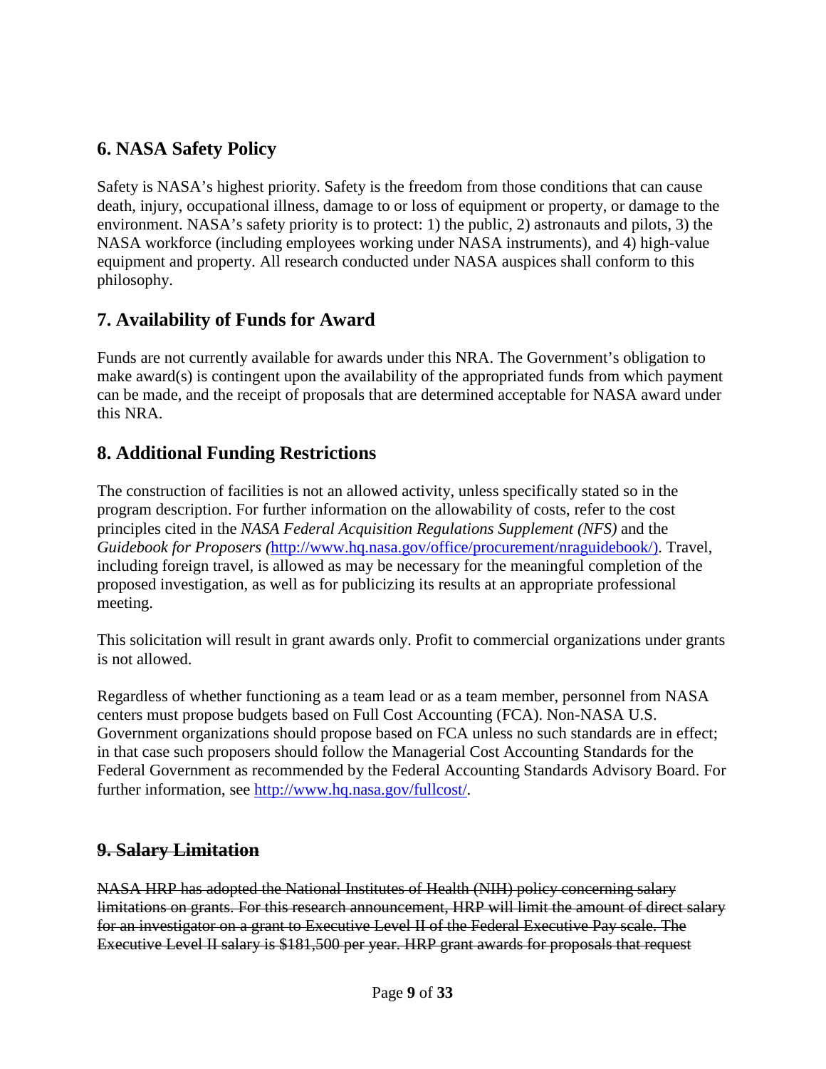## 6. NASA Safety Policy

Safety is NASA's highest priority. Safety is the freedom from those conditions that can cause death, injury, occupational illness, damage to or loss of equipment or property, or damage to the environment. NASA's safety priority is to protect: 1) the public, 2) astronauts and pilots, 3) the NASA workforce (including employees working under NASA instruments), and 4) high-value equipment and property. All research conducted under NASA auspices shall conform to this philosophy.

## 7. Availability of Funds for Award

Funds are not currently available for awards under this NRA. The Government's obligation to make award(s) is contingent upon the availability of the appropriated funds from which payment can be made, and the receipt of proposals that are determined acceptable for NASA award under this NRA.

## 8. Additional Funding Restrictions

The construction of facilities is not an allowed activity, unless specifically stated so in the program description. For further information on the allowability of costs, refer to the cost principles cited in the *NASA Federal Acquisition Regulations Supplement (NFS)* and the *Guidebook for Proposers (*[http://www.hq.nasa.gov/office/procurement/nraguidebook/)](http://www.hq.nasa.gov/office/procurement/nraguidebook/). Travel, including foreign travel, is allowed as may be necessary for the meaningful completion of the proposed investigation, as well as for publicizing its results at an appropriate professional meeting.

This solicitation will result in grant awards only. Profit to commercial organizations under grants is not allowed.

Regardless of whether functioning as a team lead or as a team member, personnel from NASA centers must propose budgets based on Full Cost Accounting (FCA). Non-NASA U.S. Government organizations should propose based on FCA unless no such standards are in effect; in that case such proposers should follow the Managerial Cost Accounting Standards for the Federal Government as recommended by the Federal Accounting Standards Advisory Board. For further information, see [http://www.hq.nasa.gov/fullcost/](http://www.hq.nasa.gov/fullcost/).

## ~~9. Salary Limitation~~

~~NASA HRP has adopted the National Institutes of Health (NIH) policy concerning salary limitations on grants. For this research announcement, HRP will limit the amount of direct salary for an investigator on a grant to Executive Level II of the Federal Executive Pay scale. The Executive Level II salary is $181,500 per year. HRP grant awards for proposals that request~~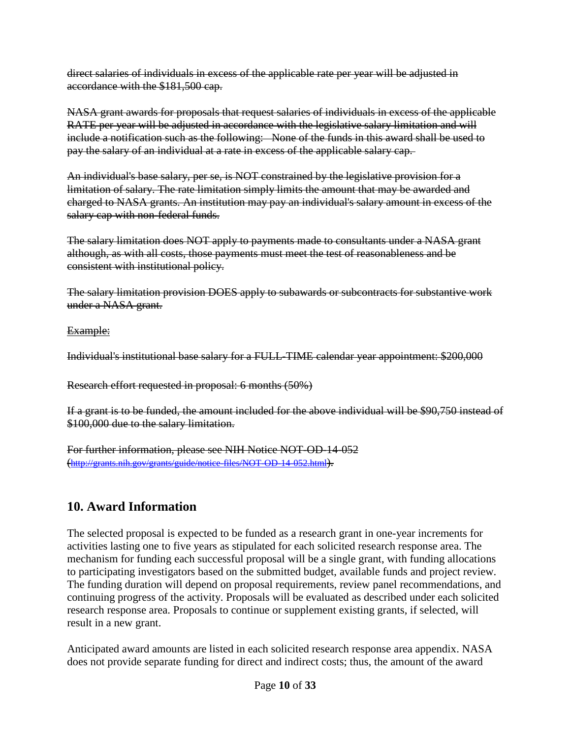~~direct salaries of individuals in excess of the applicable rate per year will be adjusted in accordance with the $181,500 cap.~~

~~NASA grant awards for proposals that request salaries of individuals in excess of the applicable RATE per year will be adjusted in accordance with the legislative salary limitation and will include a notification such as the following: None of the funds in this award shall be used to pay the salary of an individual at a rate in excess of the applicable salary cap.~~

~~An individual's base salary, per se, is NOT constrained by the legislative provision for a limitation of salary. The rate limitation simply limits the amount that may be awarded and charged to NASA grants. An institution may pay an individual's salary amount in excess of the salary cap with non-federal funds.~~

~~The salary limitation does NOT apply to payments made to consultants under a NASA grant although, as with all costs, those payments must meet the test of reasonableness and be consistent with institutional policy.~~

~~The salary limitation provision DOES apply to subawards or subcontracts for substantive work under a NASA grant.~~

~~Example:~~

~~Individual's institutional base salary for a FULL-TIME calendar year appointment: $200,000~~

~~Research effort requested in proposal: 6 months (50%)~~

~~If a grant is to be funded, the amount included for the above individual will be $90,750 instead of $100,000 due to the salary limitation.~~

~~For further information, please see NIH Notice NOT-OD-14-052 (http://grants.nih.gov/grants/guide/notice-files/NOT-OD-14-052.html).~~

## 10. Award Information

The selected proposal is expected to be funded as a research grant in one-year increments for activities lasting one to five years as stipulated for each solicited research response area. The mechanism for funding each successful proposal will be a single grant, with funding allocations to participating investigators based on the submitted budget, available funds and project review. The funding duration will depend on proposal requirements, review panel recommendations, and continuing progress of the activity. Proposals will be evaluated as described under each solicited research response area. Proposals to continue or supplement existing grants, if selected, will result in a new grant.

Anticipated award amounts are listed in each solicited research response area appendix. NASA does not provide separate funding for direct and indirect costs; thus, the amount of the award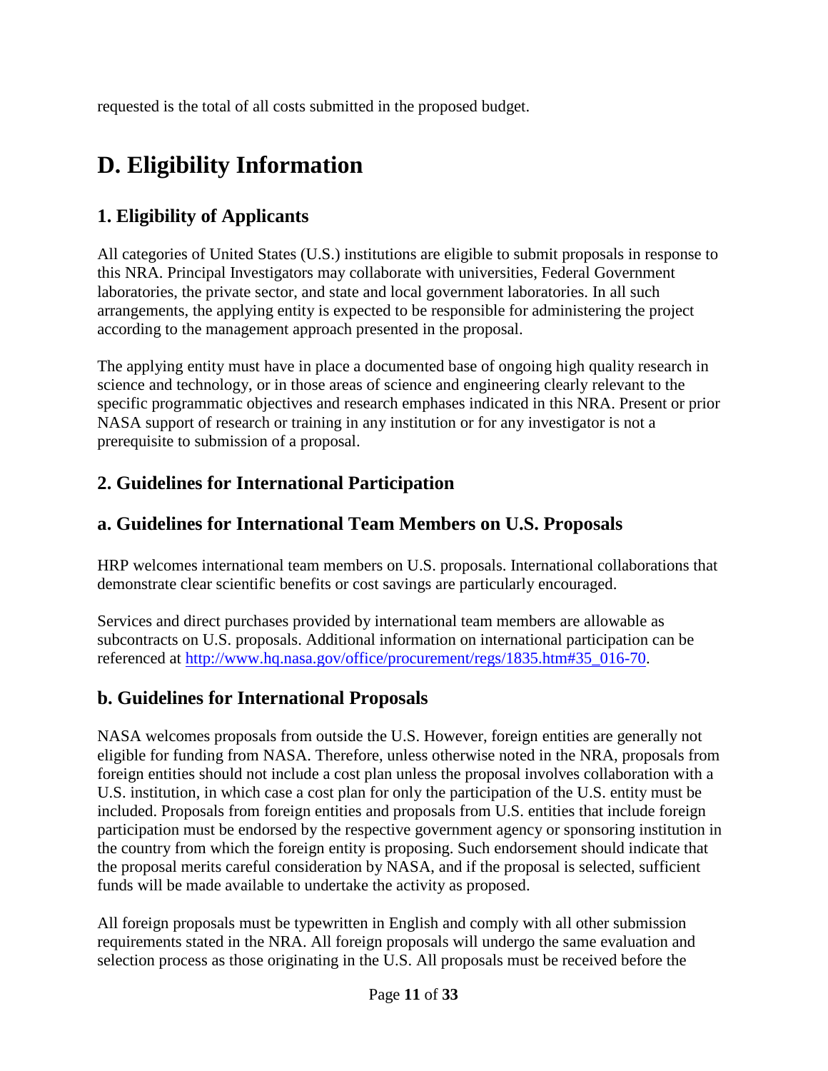requested is the total of all costs submitted in the proposed budget.

# D. Eligibility Information

## 1. Eligibility of Applicants

All categories of United States (U.S.) institutions are eligible to submit proposals in response to this NRA. Principal Investigators may collaborate with universities, Federal Government laboratories, the private sector, and state and local government laboratories. In all such arrangements, the applying entity is expected to be responsible for administering the project according to the management approach presented in the proposal.

The applying entity must have in place a documented base of ongoing high quality research in science and technology, or in those areas of science and engineering clearly relevant to the specific programmatic objectives and research emphases indicated in this NRA. Present or prior NASA support of research or training in any institution or for any investigator is not a prerequisite to submission of a proposal.

## 2. Guidelines for International Participation

## a. Guidelines for International Team Members on U.S. Proposals

HRP welcomes international team members on U.S. proposals. International collaborations that demonstrate clear scientific benefits or cost savings are particularly encouraged.

Services and direct purchases provided by international team members are allowable as subcontracts on U.S. proposals. Additional information on international participation can be referenced at [http://www.hq.nasa.gov/office/procurement/regs/1835.htm#35_016-70](http://www.hq.nasa.gov/office/procurement/regs/1835.htm#35_016-70).

## b. Guidelines for International Proposals

NASA welcomes proposals from outside the U.S. However, foreign entities are generally not eligible for funding from NASA. Therefore, unless otherwise noted in the NRA, proposals from foreign entities should not include a cost plan unless the proposal involves collaboration with a U.S. institution, in which case a cost plan for only the participation of the U.S. entity must be included. Proposals from foreign entities and proposals from U.S. entities that include foreign participation must be endorsed by the respective government agency or sponsoring institution in the country from which the foreign entity is proposing. Such endorsement should indicate that the proposal merits careful consideration by NASA, and if the proposal is selected, sufficient funds will be made available to undertake the activity as proposed.

All foreign proposals must be typewritten in English and comply with all other submission requirements stated in the NRA. All foreign proposals will undergo the same evaluation and selection process as those originating in the U.S. All proposals must be received before the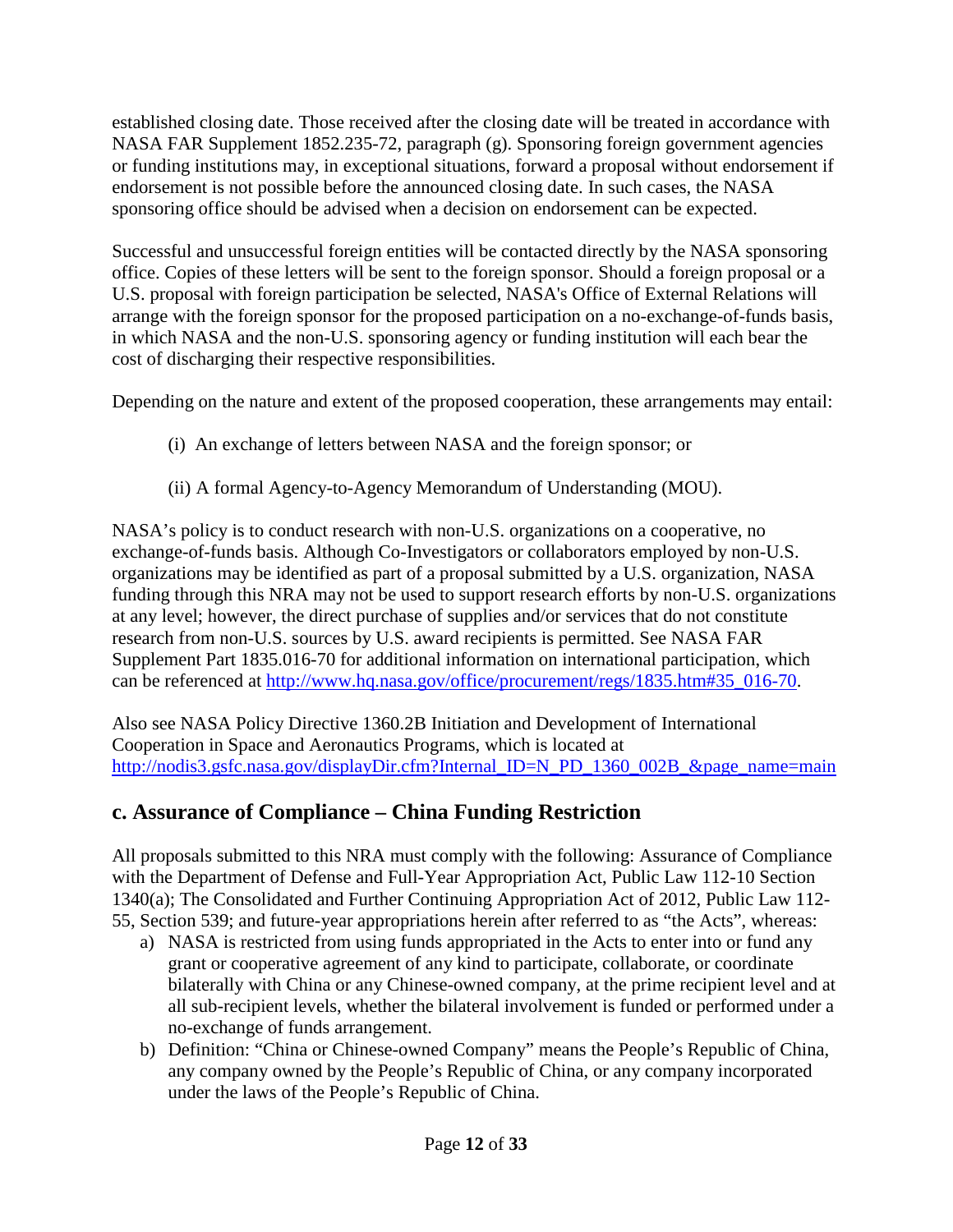established closing date. Those received after the closing date will be treated in accordance with NASA FAR Supplement 1852.235-72, paragraph (g). Sponsoring foreign government agencies or funding institutions may, in exceptional situations, forward a proposal without endorsement if endorsement is not possible before the announced closing date. In such cases, the NASA sponsoring office should be advised when a decision on endorsement can be expected.

Successful and unsuccessful foreign entities will be contacted directly by the NASA sponsoring office. Copies of these letters will be sent to the foreign sponsor. Should a foreign proposal or a U.S. proposal with foreign participation be selected, NASA's Office of External Relations will arrange with the foreign sponsor for the proposed participation on a no-exchange-of-funds basis, in which NASA and the non-U.S. sponsoring agency or funding institution will each bear the cost of discharging their respective responsibilities.

Depending on the nature and extent of the proposed cooperation, these arrangements may entail:

(i) An exchange of letters between NASA and the foreign sponsor; or

(ii) A formal Agency-to-Agency Memorandum of Understanding (MOU).

NASA's policy is to conduct research with non-U.S. organizations on a cooperative, no exchange-of-funds basis. Although Co-Investigators or collaborators employed by non-U.S. organizations may be identified as part of a proposal submitted by a U.S. organization, NASA funding through this NRA may not be used to support research efforts by non-U.S. organizations at any level; however, the direct purchase of supplies and/or services that do not constitute research from non-U.S. sources by U.S. award recipients is permitted. See NASA FAR Supplement Part 1835.016-70 for additional information on international participation, which can be referenced at [http://www.hq.nasa.gov/office/procurement/regs/1835.htm#35_016-70](http://www.hq.nasa.gov/office/procurement/regs/1835.htm#35_016-70).

Also see NASA Policy Directive 1360.2B Initiation and Development of International Cooperation in Space and Aeronautics Programs, which is located at [http://nodis3.gsfc.nasa.gov/displayDir.cfm?Internal_ID=N_PD_1360_002B_&page_name=main](http://nodis3.gsfc.nasa.gov/displayDir.cfm?Internal_ID=N_PD_1360_002B_&page_name=main)

## c. Assurance of Compliance – China Funding Restriction

All proposals submitted to this NRA must comply with the following: Assurance of Compliance with the Department of Defense and Full-Year Appropriation Act, Public Law 112-10 Section 1340(a); The Consolidated and Further Continuing Appropriation Act of 2012, Public Law 112-55, Section 539; and future-year appropriations herein after referred to as "the Acts", whereas:

a) NASA is restricted from using funds appropriated in the Acts to enter into or fund any grant or cooperative agreement of any kind to participate, collaborate, or coordinate bilaterally with China or any Chinese-owned company, at the prime recipient level and at all sub-recipient levels, whether the bilateral involvement is funded or performed under a no-exchange of funds arrangement.
b) Definition: "China or Chinese-owned Company" means the People's Republic of China, any company owned by the People's Republic of China, or any company incorporated under the laws of the People's Republic of China.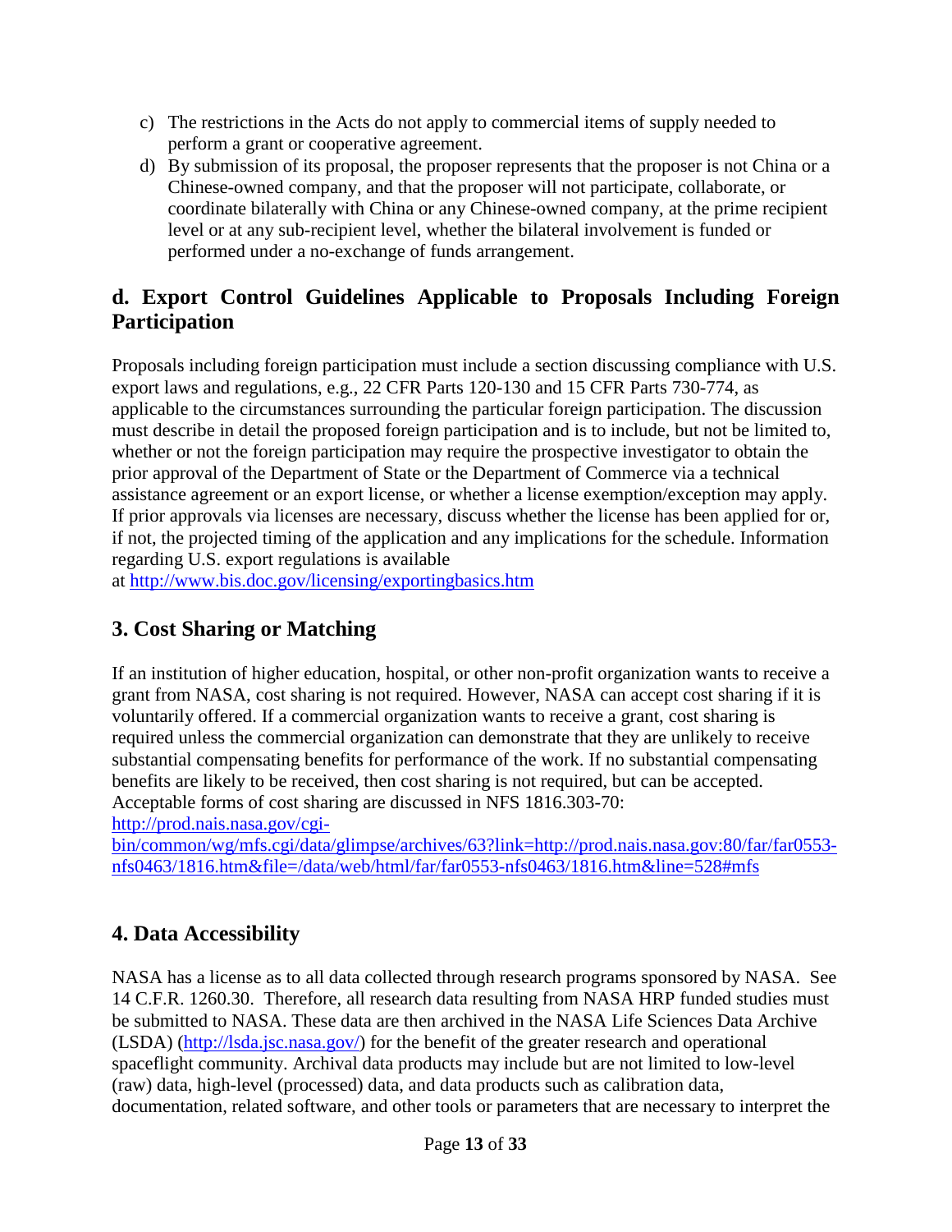c) The restrictions in the Acts do not apply to commercial items of supply needed to perform a grant or cooperative agreement.

d) By submission of its proposal, the proposer represents that the proposer is not China or a Chinese-owned company, and that the proposer will not participate, collaborate, or coordinate bilaterally with China or any Chinese-owned company, at the prime recipient level or at any sub-recipient level, whether the bilateral involvement is funded or performed under a no-exchange of funds arrangement.

### d. Export Control Guidelines Applicable to Proposals Including Foreign Participation

Proposals including foreign participation must include a section discussing compliance with U.S. export laws and regulations, e.g., 22 CFR Parts 120-130 and 15 CFR Parts 730-774, as applicable to the circumstances surrounding the particular foreign participation. The discussion must describe in detail the proposed foreign participation and is to include, but not be limited to, whether or not the foreign participation may require the prospective investigator to obtain the prior approval of the Department of State or the Department of Commerce via a technical assistance agreement or an export license, or whether a license exemption/exception may apply. If prior approvals via licenses are necessary, discuss whether the license has been applied for or, if not, the projected timing of the application and any implications for the schedule. Information regarding U.S. export regulations is available at http://www.bis.doc.gov/licensing/exportingbasics.htm

## 3. Cost Sharing or Matching

If an institution of higher education, hospital, or other non-profit organization wants to receive a grant from NASA, cost sharing is not required. However, NASA can accept cost sharing if it is voluntarily offered. If a commercial organization wants to receive a grant, cost sharing is required unless the commercial organization can demonstrate that they are unlikely to receive substantial compensating benefits for performance of the work. If no substantial compensating benefits are likely to be received, then cost sharing is not required, but can be accepted. Acceptable forms of cost sharing are discussed in NFS 1816.303-70: http://prod.nais.nasa.gov/cgi-bin/common/wg/mfs.cgi/data/glimpse/archives/63?link=http://prod.nais.nasa.gov:80/far/far0553-nfs0463/1816.htm&file=/data/web/html/far/far0553-nfs0463/1816.htm&line=528#mfs

## 4. Data Accessibility

NASA has a license as to all data collected through research programs sponsored by NASA. See 14 C.F.R. 1260.30. Therefore, all research data resulting from NASA HRP funded studies must be submitted to NASA. These data are then archived in the NASA Life Sciences Data Archive (LSDA) (http://lsda.jsc.nasa.gov/) for the benefit of the greater research and operational spaceflight community. Archival data products may include but are not limited to low-level (raw) data, high-level (processed) data, and data products such as calibration data, documentation, related software, and other tools or parameters that are necessary to interpret the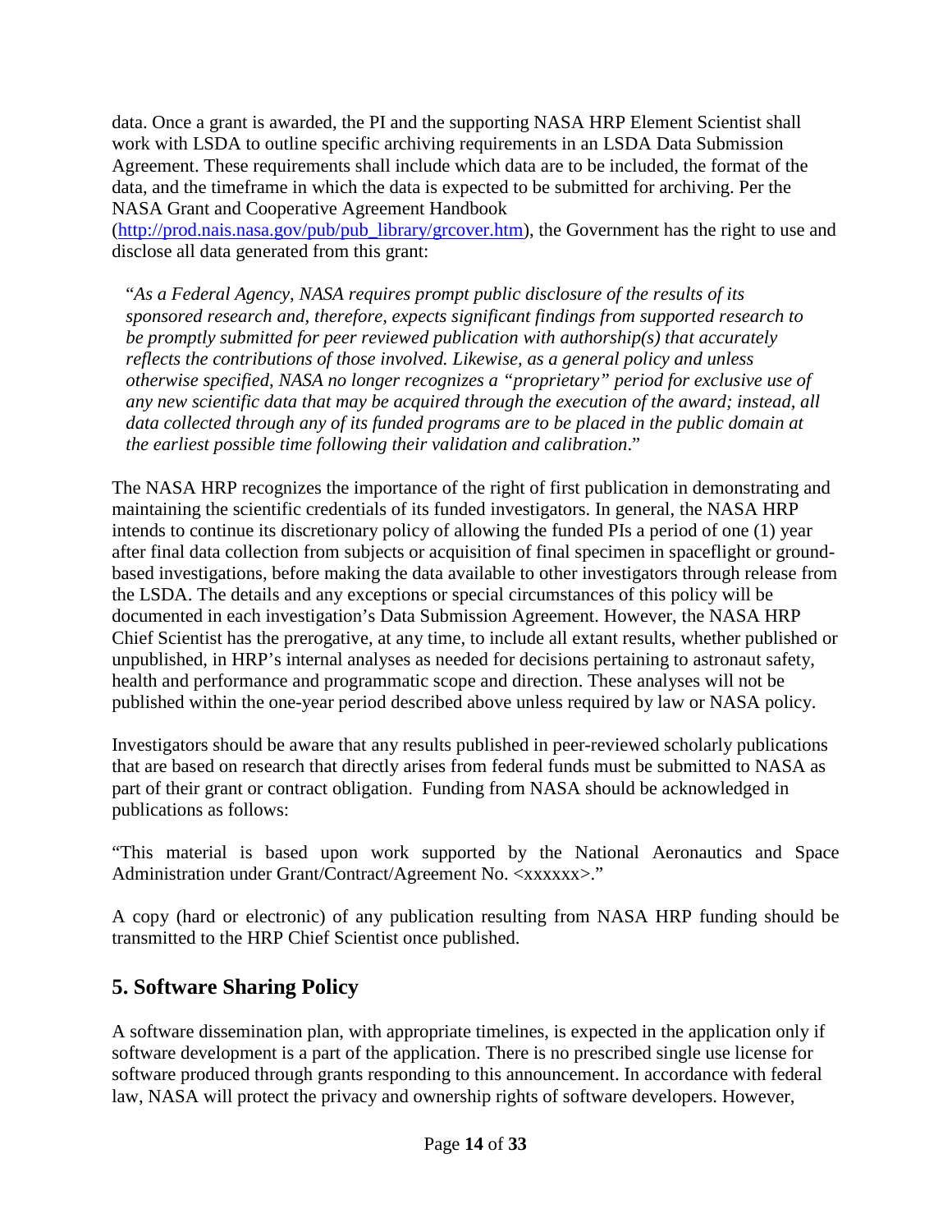data. Once a grant is awarded, the PI and the supporting NASA HRP Element Scientist shall work with LSDA to outline specific archiving requirements in an LSDA Data Submission Agreement. These requirements shall include which data are to be included, the format of the data, and the timeframe in which the data is expected to be submitted for archiving. Per the NASA Grant and Cooperative Agreement Handbook (http://prod.nais.nasa.gov/pub/pub_library/grcover.htm), the Government has the right to use and disclose all data generated from this grant:

> "*As a Federal Agency, NASA requires prompt public disclosure of the results of its sponsored research and, therefore, expects significant findings from supported research to be promptly submitted for peer reviewed publication with authorship(s) that accurately reflects the contributions of those involved. Likewise, as a general policy and unless otherwise specified, NASA no longer recognizes a "proprietary" period for exclusive use of any new scientific data that may be acquired through the execution of the award; instead, all data collected through any of its funded programs are to be placed in the public domain at the earliest possible time following their validation and calibration*."

The NASA HRP recognizes the importance of the right of first publication in demonstrating and maintaining the scientific credentials of its funded investigators. In general, the NASA HRP intends to continue its discretionary policy of allowing the funded PIs a period of one (1) year after final data collection from subjects or acquisition of final specimen in spaceflight or ground-based investigations, before making the data available to other investigators through release from the LSDA. The details and any exceptions or special circumstances of this policy will be documented in each investigation's Data Submission Agreement. However, the NASA HRP Chief Scientist has the prerogative, at any time, to include all extant results, whether published or unpublished, in HRP's internal analyses as needed for decisions pertaining to astronaut safety, health and performance and programmatic scope and direction. These analyses will not be published within the one-year period described above unless required by law or NASA policy.

Investigators should be aware that any results published in peer-reviewed scholarly publications that are based on research that directly arises from federal funds must be submitted to NASA as part of their grant or contract obligation. Funding from NASA should be acknowledged in publications as follows:

"This material is based upon work supported by the National Aeronautics and Space Administration under Grant/Contract/Agreement No. <xxxxxx>."

A copy (hard or electronic) of any publication resulting from NASA HRP funding should be transmitted to the HRP Chief Scientist once published.

## 5. Software Sharing Policy

A software dissemination plan, with appropriate timelines, is expected in the application only if software development is a part of the application. There is no prescribed single use license for software produced through grants responding to this announcement. In accordance with federal law, NASA will protect the privacy and ownership rights of software developers. However,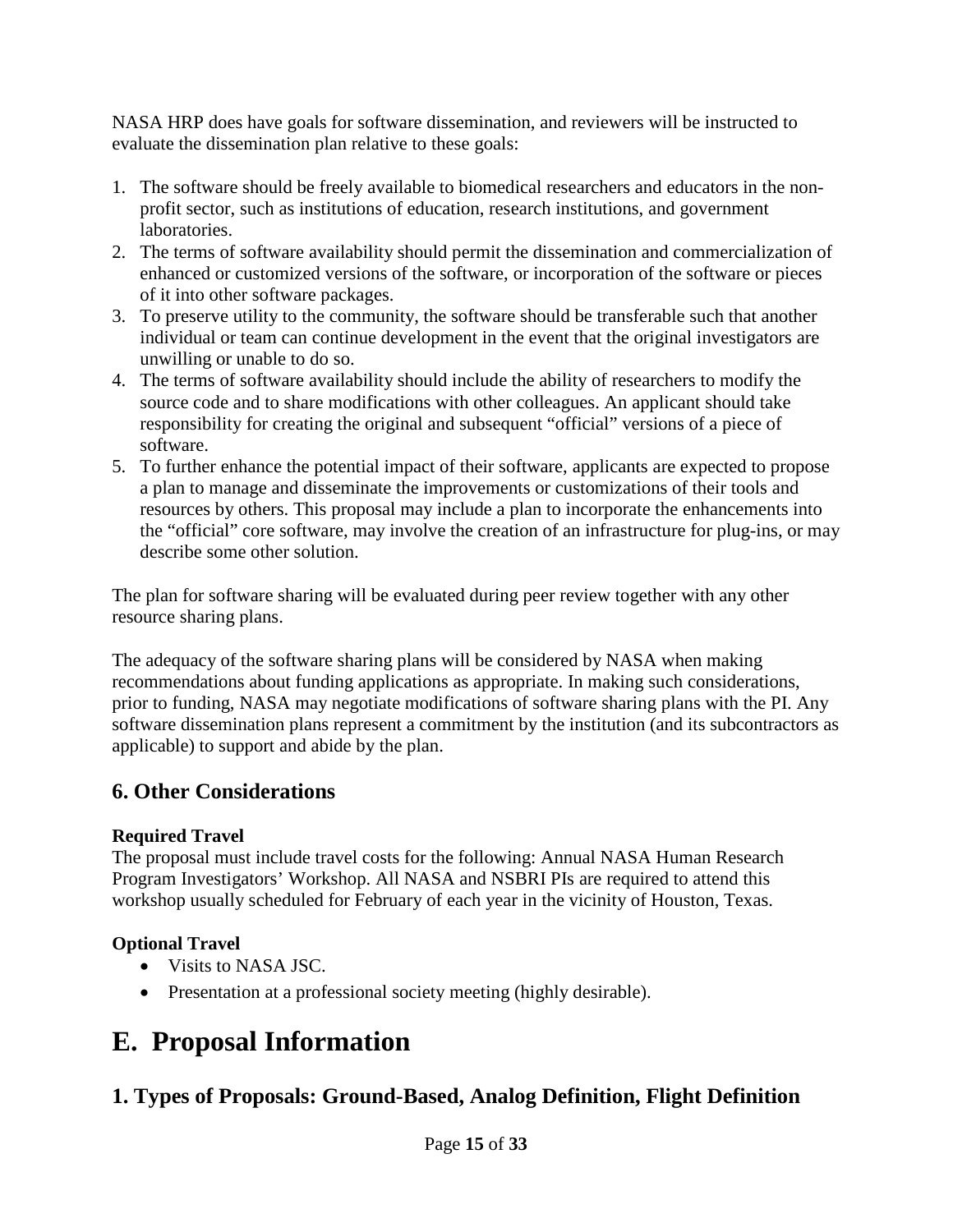NASA HRP does have goals for software dissemination, and reviewers will be instructed to evaluate the dissemination plan relative to these goals:

1. The software should be freely available to biomedical researchers and educators in the non-profit sector, such as institutions of education, research institutions, and government laboratories.
2. The terms of software availability should permit the dissemination and commercialization of enhanced or customized versions of the software, or incorporation of the software or pieces of it into other software packages.
3. To preserve utility to the community, the software should be transferable such that another individual or team can continue development in the event that the original investigators are unwilling or unable to do so.
4. The terms of software availability should include the ability of researchers to modify the source code and to share modifications with other colleagues. An applicant should take responsibility for creating the original and subsequent "official" versions of a piece of software.
5. To further enhance the potential impact of their software, applicants are expected to propose a plan to manage and disseminate the improvements or customizations of their tools and resources by others. This proposal may include a plan to incorporate the enhancements into the "official" core software, may involve the creation of an infrastructure for plug-ins, or may describe some other solution.

The plan for software sharing will be evaluated during peer review together with any other resource sharing plans.

The adequacy of the software sharing plans will be considered by NASA when making recommendations about funding applications as appropriate. In making such considerations, prior to funding, NASA may negotiate modifications of software sharing plans with the PI. Any software dissemination plans represent a commitment by the institution (and its subcontractors as applicable) to support and abide by the plan.

## 6. Other Considerations

**Required Travel**

The proposal must include travel costs for the following: Annual NASA Human Research Program Investigators' Workshop. All NASA and NSBRI PIs are required to attend this workshop usually scheduled for February of each year in the vicinity of Houston, Texas.

**Optional Travel**

- Visits to NASA JSC.
- Presentation at a professional society meeting (highly desirable).

# E. Proposal Information

## 1. Types of Proposals: Ground-Based, Analog Definition, Flight Definition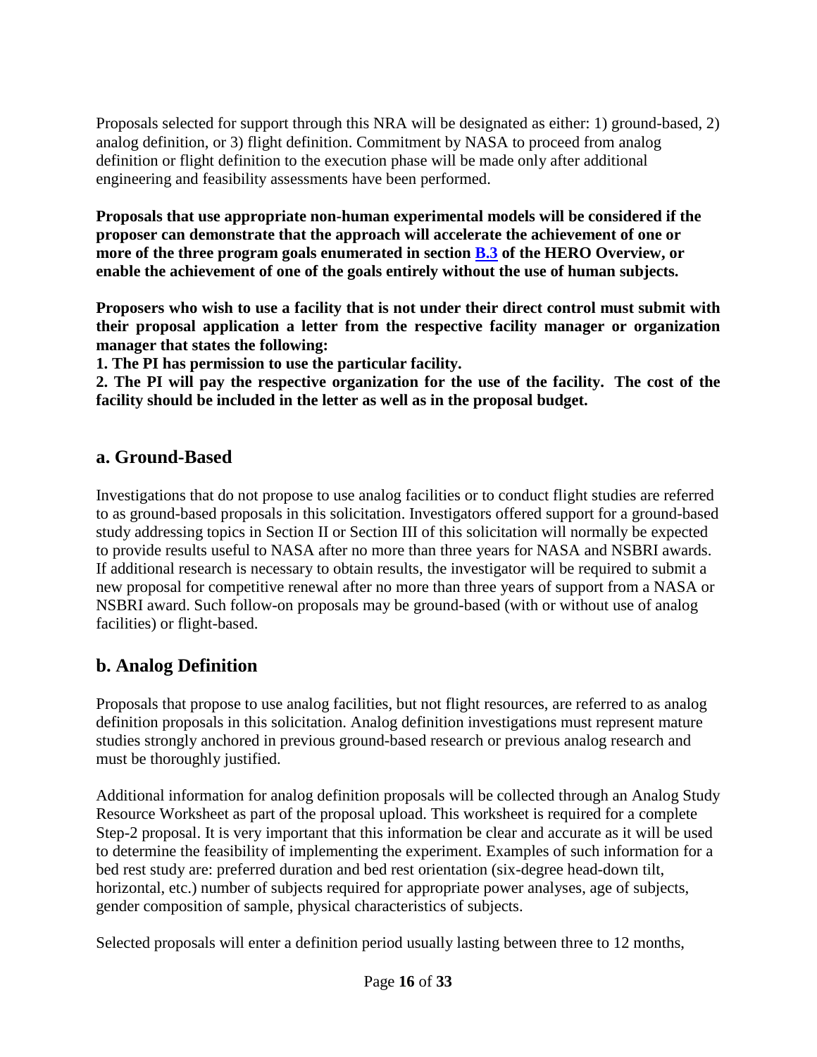Proposals selected for support through this NRA will be designated as either: 1) ground-based, 2) analog definition, or 3) flight definition. Commitment by NASA to proceed from analog definition or flight definition to the execution phase will be made only after additional engineering and feasibility assessments have been performed.

**Proposals that use appropriate non-human experimental models will be considered if the proposer can demonstrate that the approach will accelerate the achievement of one or more of the three program goals enumerated in section B.3 of the HERO Overview, or enable the achievement of one of the goals entirely without the use of human subjects.**

**Proposers who wish to use a facility that is not under their direct control must submit with their proposal application a letter from the respective facility manager or organization manager that states the following:**

**1. The PI has permission to use the particular facility.**

**2. The PI will pay the respective organization for the use of the facility. The cost of the facility should be included in the letter as well as in the proposal budget.**

## a. Ground-Based

Investigations that do not propose to use analog facilities or to conduct flight studies are referred to as ground-based proposals in this solicitation. Investigators offered support for a ground-based study addressing topics in Section II or Section III of this solicitation will normally be expected to provide results useful to NASA after no more than three years for NASA and NSBRI awards. If additional research is necessary to obtain results, the investigator will be required to submit a new proposal for competitive renewal after no more than three years of support from a NASA or NSBRI award. Such follow-on proposals may be ground-based (with or without use of analog facilities) or flight-based.

## b. Analog Definition

Proposals that propose to use analog facilities, but not flight resources, are referred to as analog definition proposals in this solicitation. Analog definition investigations must represent mature studies strongly anchored in previous ground-based research or previous analog research and must be thoroughly justified.

Additional information for analog definition proposals will be collected through an Analog Study Resource Worksheet as part of the proposal upload. This worksheet is required for a complete Step-2 proposal. It is very important that this information be clear and accurate as it will be used to determine the feasibility of implementing the experiment. Examples of such information for a bed rest study are: preferred duration and bed rest orientation (six-degree head-down tilt, horizontal, etc.) number of subjects required for appropriate power analyses, age of subjects, gender composition of sample, physical characteristics of subjects.

Selected proposals will enter a definition period usually lasting between three to 12 months,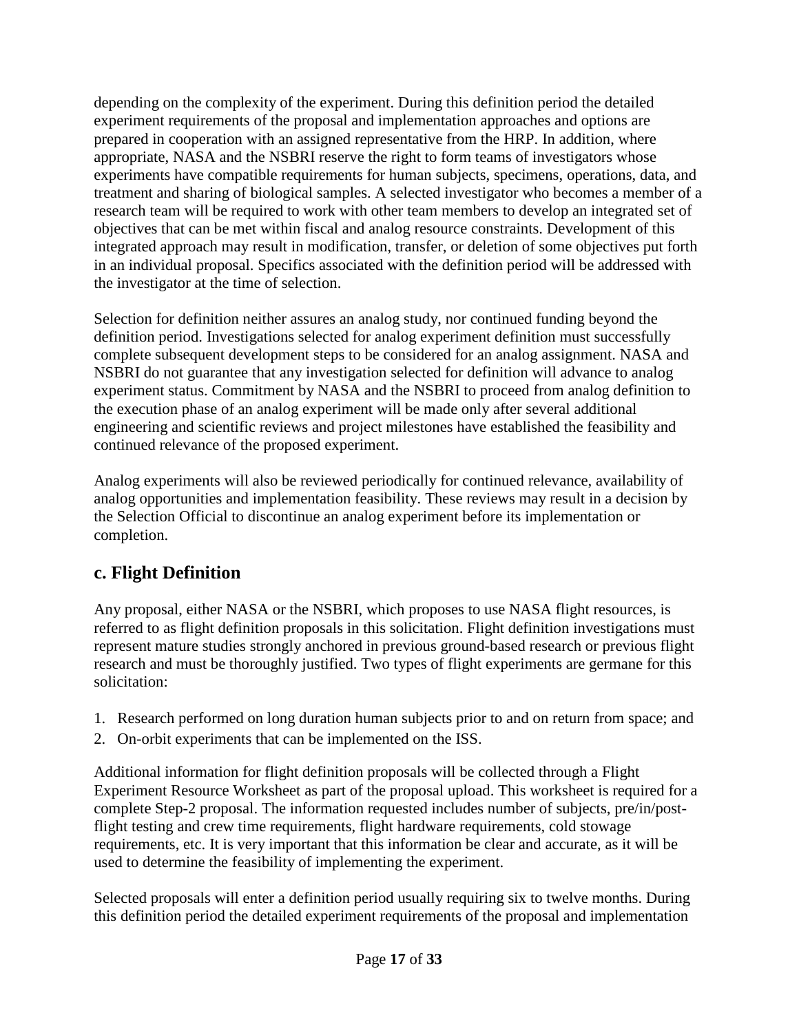depending on the complexity of the experiment. During this definition period the detailed experiment requirements of the proposal and implementation approaches and options are prepared in cooperation with an assigned representative from the HRP. In addition, where appropriate, NASA and the NSBRI reserve the right to form teams of investigators whose experiments have compatible requirements for human subjects, specimens, operations, data, and treatment and sharing of biological samples. A selected investigator who becomes a member of a research team will be required to work with other team members to develop an integrated set of objectives that can be met within fiscal and analog resource constraints. Development of this integrated approach may result in modification, transfer, or deletion of some objectives put forth in an individual proposal. Specifics associated with the definition period will be addressed with the investigator at the time of selection.

Selection for definition neither assures an analog study, nor continued funding beyond the definition period. Investigations selected for analog experiment definition must successfully complete subsequent development steps to be considered for an analog assignment. NASA and NSBRI do not guarantee that any investigation selected for definition will advance to analog experiment status. Commitment by NASA and the NSBRI to proceed from analog definition to the execution phase of an analog experiment will be made only after several additional engineering and scientific reviews and project milestones have established the feasibility and continued relevance of the proposed experiment.

Analog experiments will also be reviewed periodically for continued relevance, availability of analog opportunities and implementation feasibility. These reviews may result in a decision by the Selection Official to discontinue an analog experiment before its implementation or completion.

## c. Flight Definition

Any proposal, either NASA or the NSBRI, which proposes to use NASA flight resources, is referred to as flight definition proposals in this solicitation. Flight definition investigations must represent mature studies strongly anchored in previous ground-based research or previous flight research and must be thoroughly justified. Two types of flight experiments are germane for this solicitation:

1. Research performed on long duration human subjects prior to and on return from space; and
2. On-orbit experiments that can be implemented on the ISS.

Additional information for flight definition proposals will be collected through a Flight Experiment Resource Worksheet as part of the proposal upload. This worksheet is required for a complete Step-2 proposal. The information requested includes number of subjects, pre/in/post-flight testing and crew time requirements, flight hardware requirements, cold stowage requirements, etc. It is very important that this information be clear and accurate, as it will be used to determine the feasibility of implementing the experiment.

Selected proposals will enter a definition period usually requiring six to twelve months. During this definition period the detailed experiment requirements of the proposal and implementation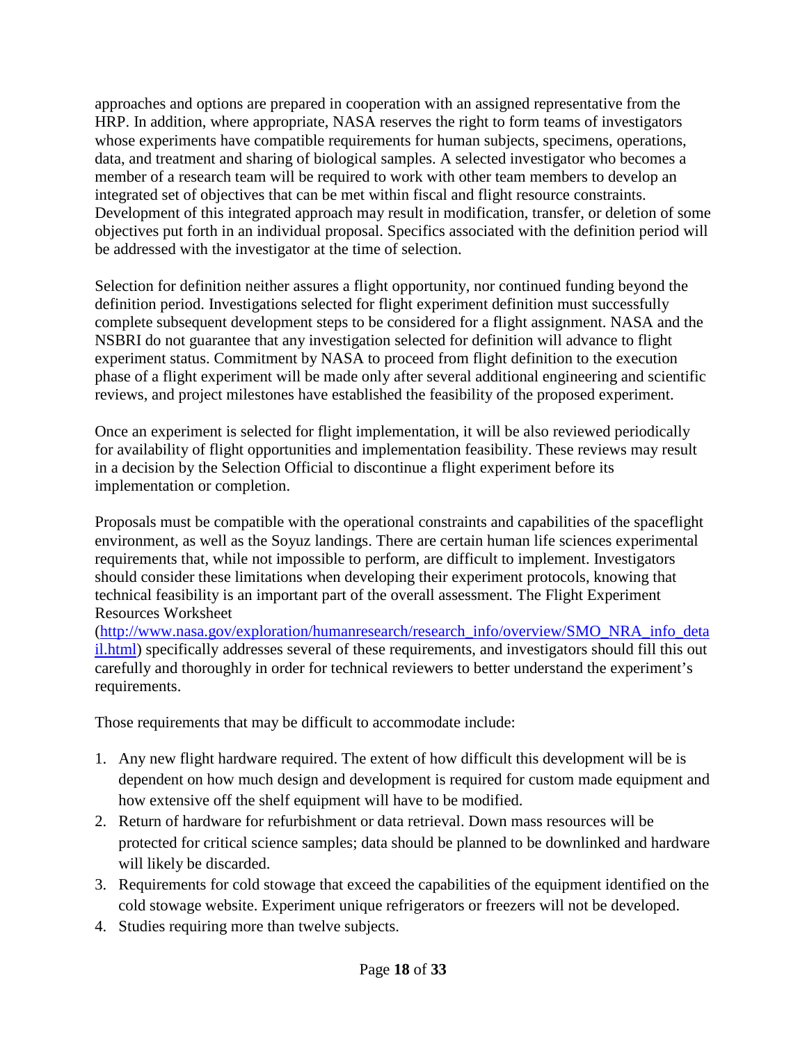approaches and options are prepared in cooperation with an assigned representative from the HRP. In addition, where appropriate, NASA reserves the right to form teams of investigators whose experiments have compatible requirements for human subjects, specimens, operations, data, and treatment and sharing of biological samples. A selected investigator who becomes a member of a research team will be required to work with other team members to develop an integrated set of objectives that can be met within fiscal and flight resource constraints. Development of this integrated approach may result in modification, transfer, or deletion of some objectives put forth in an individual proposal. Specifics associated with the definition period will be addressed with the investigator at the time of selection.

Selection for definition neither assures a flight opportunity, nor continued funding beyond the definition period. Investigations selected for flight experiment definition must successfully complete subsequent development steps to be considered for a flight assignment. NASA and the NSBRI do not guarantee that any investigation selected for definition will advance to flight experiment status. Commitment by NASA to proceed from flight definition to the execution phase of a flight experiment will be made only after several additional engineering and scientific reviews, and project milestones have established the feasibility of the proposed experiment.

Once an experiment is selected for flight implementation, it will be also reviewed periodically for availability of flight opportunities and implementation feasibility. These reviews may result in a decision by the Selection Official to discontinue a flight experiment before its implementation or completion.

Proposals must be compatible with the operational constraints and capabilities of the spaceflight environment, as well as the Soyuz landings. There are certain human life sciences experimental requirements that, while not impossible to perform, are difficult to implement. Investigators should consider these limitations when developing their experiment protocols, knowing that technical feasibility is an important part of the overall assessment. The Flight Experiment Resources Worksheet ([http://www.nasa.gov/exploration/humanresearch/research_info/overview/SMO_NRA_info_detail.html](http://www.nasa.gov/exploration/humanresearch/research_info/overview/SMO_NRA_info_detail.html)) specifically addresses several of these requirements, and investigators should fill this out carefully and thoroughly in order for technical reviewers to better understand the experiment's requirements.

Those requirements that may be difficult to accommodate include:

1. Any new flight hardware required. The extent of how difficult this development will be is dependent on how much design and development is required for custom made equipment and how extensive off the shelf equipment will have to be modified.
2. Return of hardware for refurbishment or data retrieval. Down mass resources will be protected for critical science samples; data should be planned to be downlinked and hardware will likely be discarded.
3. Requirements for cold stowage that exceed the capabilities of the equipment identified on the cold stowage website. Experiment unique refrigerators or freezers will not be developed.
4. Studies requiring more than twelve subjects.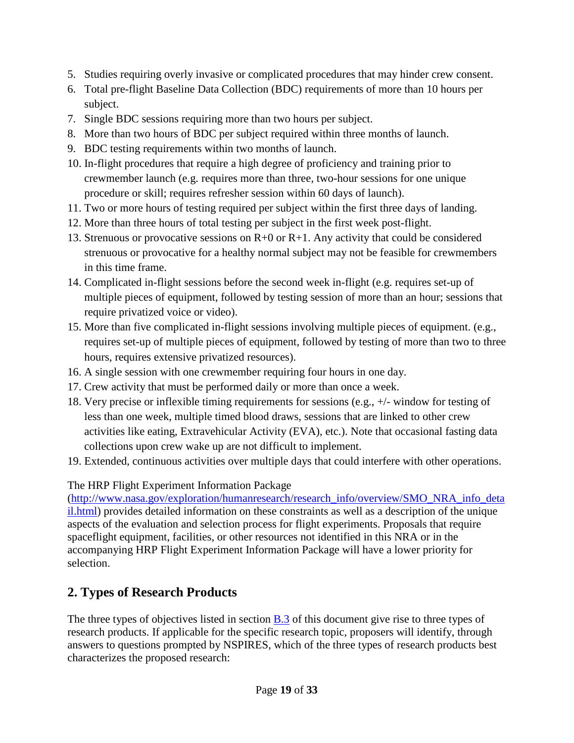5. Studies requiring overly invasive or complicated procedures that may hinder crew consent.
6. Total pre-flight Baseline Data Collection (BDC) requirements of more than 10 hours per subject.
7. Single BDC sessions requiring more than two hours per subject.
8. More than two hours of BDC per subject required within three months of launch.
9. BDC testing requirements within two months of launch.
10. In-flight procedures that require a high degree of proficiency and training prior to crewmember launch (e.g. requires more than three, two-hour sessions for one unique procedure or skill; requires refresher session within 60 days of launch).
11. Two or more hours of testing required per subject within the first three days of landing.
12. More than three hours of total testing per subject in the first week post-flight.
13. Strenuous or provocative sessions on R+0 or R+1. Any activity that could be considered strenuous or provocative for a healthy normal subject may not be feasible for crewmembers in this time frame.
14. Complicated in-flight sessions before the second week in-flight (e.g. requires set-up of multiple pieces of equipment, followed by testing session of more than an hour; sessions that require privatized voice or video).
15. More than five complicated in-flight sessions involving multiple pieces of equipment. (e.g., requires set-up of multiple pieces of equipment, followed by testing of more than two to three hours, requires extensive privatized resources).
16. A single session with one crewmember requiring four hours in one day.
17. Crew activity that must be performed daily or more than once a week.
18. Very precise or inflexible timing requirements for sessions (e.g., +/- window for testing of less than one week, multiple timed blood draws, sessions that are linked to other crew activities like eating, Extravehicular Activity (EVA), etc.). Note that occasional fasting data collections upon crew wake up are not difficult to implement.
19. Extended, continuous activities over multiple days that could interfere with other operations.

The HRP Flight Experiment Information Package (http://www.nasa.gov/exploration/humanresearch/research_info/overview/SMO_NRA_info_detail.html) provides detailed information on these constraints as well as a description of the unique aspects of the evaluation and selection process for flight experiments. Proposals that require spaceflight equipment, facilities, or other resources not identified in this NRA or in the accompanying HRP Flight Experiment Information Package will have a lower priority for selection.

## 2. Types of Research Products

The three types of objectives listed in section B.3 of this document give rise to three types of research products. If applicable for the specific research topic, proposers will identify, through answers to questions prompted by NSPIRES, which of the three types of research products best characterizes the proposed research: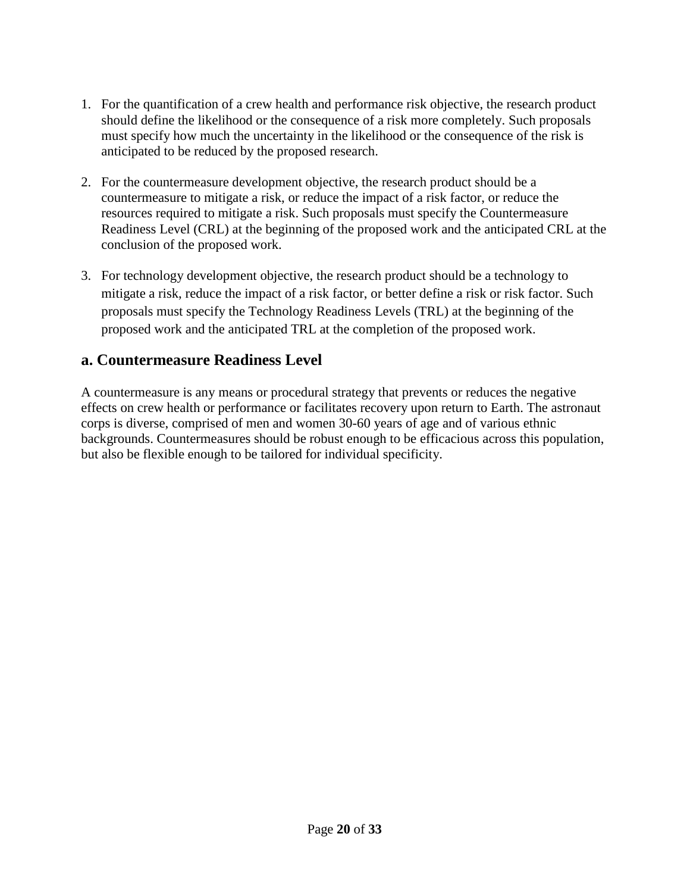1. For the quantification of a crew health and performance risk objective, the research product should define the likelihood or the consequence of a risk more completely. Such proposals must specify how much the uncertainty in the likelihood or the consequence of the risk is anticipated to be reduced by the proposed research.

2. For the countermeasure development objective, the research product should be a countermeasure to mitigate a risk, or reduce the impact of a risk factor, or reduce the resources required to mitigate a risk. Such proposals must specify the Countermeasure Readiness Level (CRL) at the beginning of the proposed work and the anticipated CRL at the conclusion of the proposed work.

3. For technology development objective, the research product should be a technology to mitigate a risk, reduce the impact of a risk factor, or better define a risk or risk factor. Such proposals must specify the Technology Readiness Levels (TRL) at the beginning of the proposed work and the anticipated TRL at the completion of the proposed work.

## a. Countermeasure Readiness Level

A countermeasure is any means or procedural strategy that prevents or reduces the negative effects on crew health or performance or facilitates recovery upon return to Earth. The astronaut corps is diverse, comprised of men and women 30-60 years of age and of various ethnic backgrounds. Countermeasures should be robust enough to be efficacious across this population, but also be flexible enough to be tailored for individual specificity.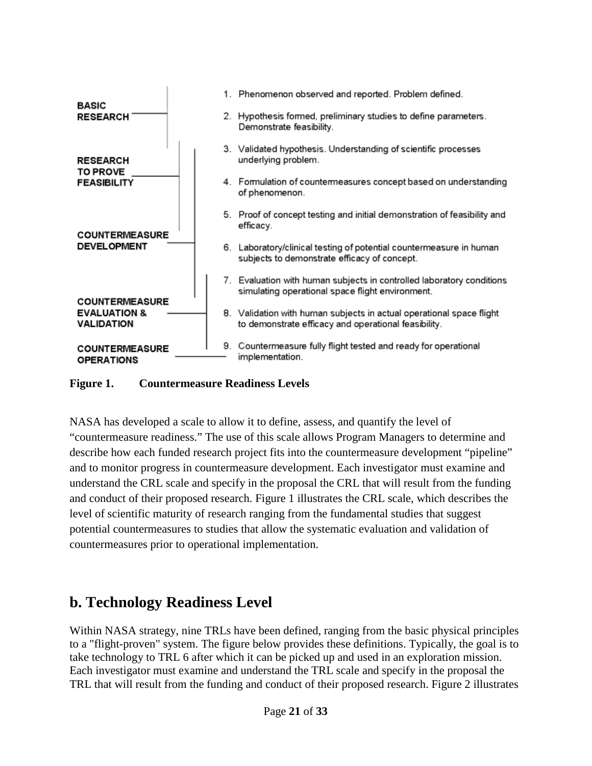BASIC RESEARCH

1. Phenomenon observed and reported. Problem defined.
2. Hypothesis formed, preliminary studies to define parameters. Demonstrate feasibility.

RESEARCH TO PROVE FEASIBILITY

3. Validated hypothesis. Understanding of scientific processes underlying problem.
4. Formulation of countermeasures concept based on understanding of phenomenon.

COUNTERMEASURE DEVELOPMENT

5. Proof of concept testing and initial demonstration of feasibility and efficacy.
6. Laboratory/clinical testing of potential countermeasure in human subjects to demonstrate efficacy of concept.

COUNTERMEASURE EVALUATION & VALIDATION

7. Evaluation with human subjects in controlled laboratory conditions simulating operational space flight environment.
8. Validation with human subjects in actual operational space flight to demonstrate efficacy and operational feasibility.

COUNTERMEASURE OPERATIONS

9. Countermeasure fully flight tested and ready for operational implementation.

**Figure 1. Countermeasure Readiness Levels**

NASA has developed a scale to allow it to define, assess, and quantify the level of "countermeasure readiness." The use of this scale allows Program Managers to determine and describe how each funded research project fits into the countermeasure development "pipeline" and to monitor progress in countermeasure development. Each investigator must examine and understand the CRL scale and specify in the proposal the CRL that will result from the funding and conduct of their proposed research. Figure 1 illustrates the CRL scale, which describes the level of scientific maturity of research ranging from the fundamental studies that suggest potential countermeasures to studies that allow the systematic evaluation and validation of countermeasures prior to operational implementation.

## b. Technology Readiness Level

Within NASA strategy, nine TRLs have been defined, ranging from the basic physical principles to a "flight-proven" system. The figure below provides these definitions. Typically, the goal is to take technology to TRL 6 after which it can be picked up and used in an exploration mission. Each investigator must examine and understand the TRL scale and specify in the proposal the TRL that will result from the funding and conduct of their proposed research. Figure 2 illustrates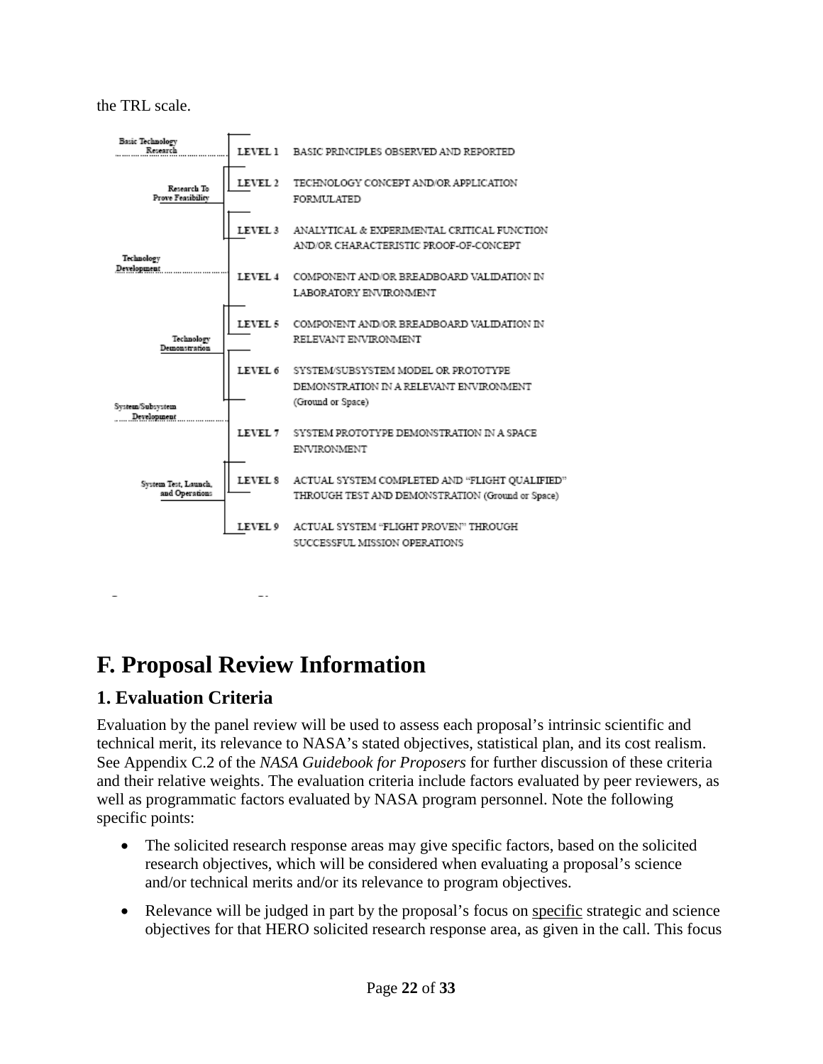the TRL scale.

| Phase | Level | Description |
|---|---|---|
| Basic Technology Research | LEVEL 1 | BASIC PRINCIPLES OBSERVED AND REPORTED |
| Research To Prove Feasibility | LEVEL 2 | TECHNOLOGY CONCEPT AND/OR APPLICATION FORMULATED |
| | LEVEL 3 | ANALYTICAL & EXPERIMENTAL CRITICAL FUNCTION AND/OR CHARACTERISTIC PROOF-OF-CONCEPT |
| Technology Development | LEVEL 4 | COMPONENT AND/OR BREADBOARD VALIDATION IN LABORATORY ENVIRONMENT |
| Technology Demonstration | LEVEL 5 | COMPONENT AND/OR BREADBOARD VALIDATION IN RELEVANT ENVIRONMENT |
| | LEVEL 6 | SYSTEM/SUBSYSTEM MODEL OR PROTOTYPE DEMONSTRATION IN A RELEVANT ENVIRONMENT (Ground or Space) |
| System/Subsystem Development | LEVEL 7 | SYSTEM PROTOTYPE DEMONSTRATION IN A SPACE ENVIRONMENT |
| System Test, Launch, and Operations | LEVEL 8 | ACTUAL SYSTEM COMPLETED AND "FLIGHT QUALIFIED" THROUGH TEST AND DEMONSTRATION (Ground or Space) |
| | LEVEL 9 | ACTUAL SYSTEM "FLIGHT PROVEN" THROUGH SUCCESSFUL MISSION OPERATIONS |

# F. Proposal Review Information

## 1. Evaluation Criteria

Evaluation by the panel review will be used to assess each proposal's intrinsic scientific and technical merit, its relevance to NASA's stated objectives, statistical plan, and its cost realism. See Appendix C.2 of the *NASA Guidebook for Proposers* for further discussion of these criteria and their relative weights. The evaluation criteria include factors evaluated by peer reviewers, as well as programmatic factors evaluated by NASA program personnel. Note the following specific points:

- The solicited research response areas may give specific factors, based on the solicited research objectives, which will be considered when evaluating a proposal's science and/or technical merits and/or its relevance to program objectives.
- Relevance will be judged in part by the proposal's focus on specific strategic and science objectives for that HERO solicited research response area, as given in the call. This focus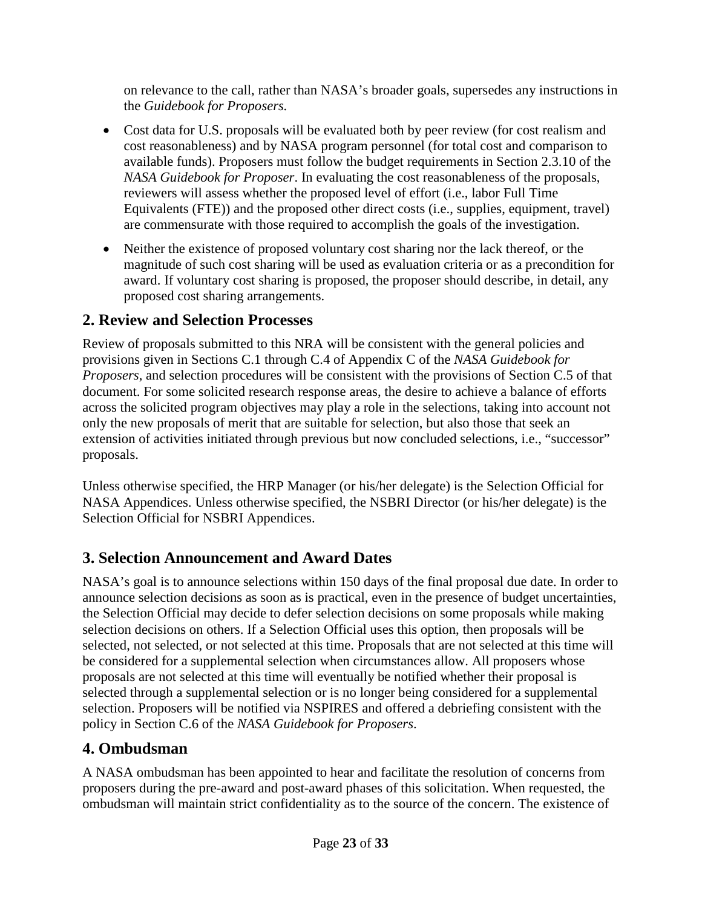on relevance to the call, rather than NASA's broader goals, supersedes any instructions in the *Guidebook for Proposers.*

- Cost data for U.S. proposals will be evaluated both by peer review (for cost realism and cost reasonableness) and by NASA program personnel (for total cost and comparison to available funds). Proposers must follow the budget requirements in Section 2.3.10 of the *NASA Guidebook for Proposer*. In evaluating the cost reasonableness of the proposals, reviewers will assess whether the proposed level of effort (i.e., labor Full Time Equivalents (FTE)) and the proposed other direct costs (i.e., supplies, equipment, travel) are commensurate with those required to accomplish the goals of the investigation.
- Neither the existence of proposed voluntary cost sharing nor the lack thereof, or the magnitude of such cost sharing will be used as evaluation criteria or as a precondition for award. If voluntary cost sharing is proposed, the proposer should describe, in detail, any proposed cost sharing arrangements.

## 2. Review and Selection Processes

Review of proposals submitted to this NRA will be consistent with the general policies and provisions given in Sections C.1 through C.4 of Appendix C of the *NASA Guidebook for Proposers*, and selection procedures will be consistent with the provisions of Section C.5 of that document. For some solicited research response areas, the desire to achieve a balance of efforts across the solicited program objectives may play a role in the selections, taking into account not only the new proposals of merit that are suitable for selection, but also those that seek an extension of activities initiated through previous but now concluded selections, i.e., "successor" proposals.

Unless otherwise specified, the HRP Manager (or his/her delegate) is the Selection Official for NASA Appendices. Unless otherwise specified, the NSBRI Director (or his/her delegate) is the Selection Official for NSBRI Appendices.

## 3. Selection Announcement and Award Dates

NASA's goal is to announce selections within 150 days of the final proposal due date. In order to announce selection decisions as soon as is practical, even in the presence of budget uncertainties, the Selection Official may decide to defer selection decisions on some proposals while making selection decisions on others. If a Selection Official uses this option, then proposals will be selected, not selected, or not selected at this time. Proposals that are not selected at this time will be considered for a supplemental selection when circumstances allow. All proposers whose proposals are not selected at this time will eventually be notified whether their proposal is selected through a supplemental selection or is no longer being considered for a supplemental selection. Proposers will be notified via NSPIRES and offered a debriefing consistent with the policy in Section C.6 of the *NASA Guidebook for Proposers*.

## 4. Ombudsman

A NASA ombudsman has been appointed to hear and facilitate the resolution of concerns from proposers during the pre-award and post-award phases of this solicitation. When requested, the ombudsman will maintain strict confidentiality as to the source of the concern. The existence of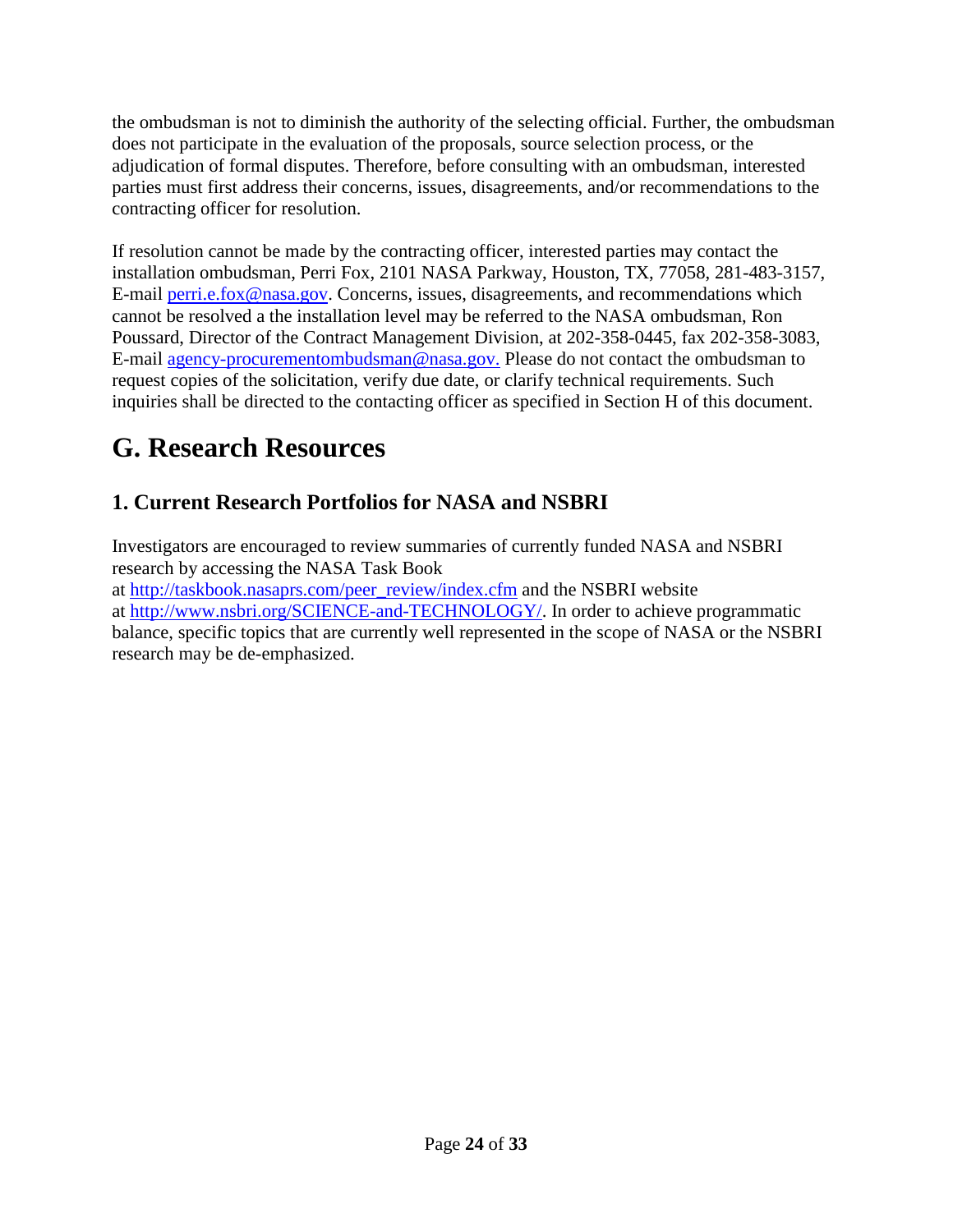the ombudsman is not to diminish the authority of the selecting official. Further, the ombudsman does not participate in the evaluation of the proposals, source selection process, or the adjudication of formal disputes. Therefore, before consulting with an ombudsman, interested parties must first address their concerns, issues, disagreements, and/or recommendations to the contracting officer for resolution.

If resolution cannot be made by the contracting officer, interested parties may contact the installation ombudsman, Perri Fox, 2101 NASA Parkway, Houston, TX, 77058, 281-483-3157, E-mail [perri.e.fox@nasa.gov](mailto:perri.e.fox@nasa.gov). Concerns, issues, disagreements, and recommendations which cannot be resolved a the installation level may be referred to the NASA ombudsman, Ron Poussard, Director of the Contract Management Division, at 202-358-0445, fax 202-358-3083, E-mail [agency-procurementombudsman@nasa.gov.](mailto:agency-procurementombudsman@nasa.gov) Please do not contact the ombudsman to request copies of the solicitation, verify due date, or clarify technical requirements. Such inquiries shall be directed to the contacting officer as specified in Section H of this document.

# G. Research Resources

## 1. Current Research Portfolios for NASA and NSBRI

Investigators are encouraged to review summaries of currently funded NASA and NSBRI research by accessing the NASA Task Book at [http://taskbook.nasaprs.com/peer_review/index.cfm](http://taskbook.nasaprs.com/peer_review/index.cfm) and the NSBRI website at [http://www.nsbri.org/SCIENCE-and-TECHNOLOGY/](http://www.nsbri.org/SCIENCE-and-TECHNOLOGY/). In order to achieve programmatic balance, specific topics that are currently well represented in the scope of NASA or the NSBRI research may be de-emphasized.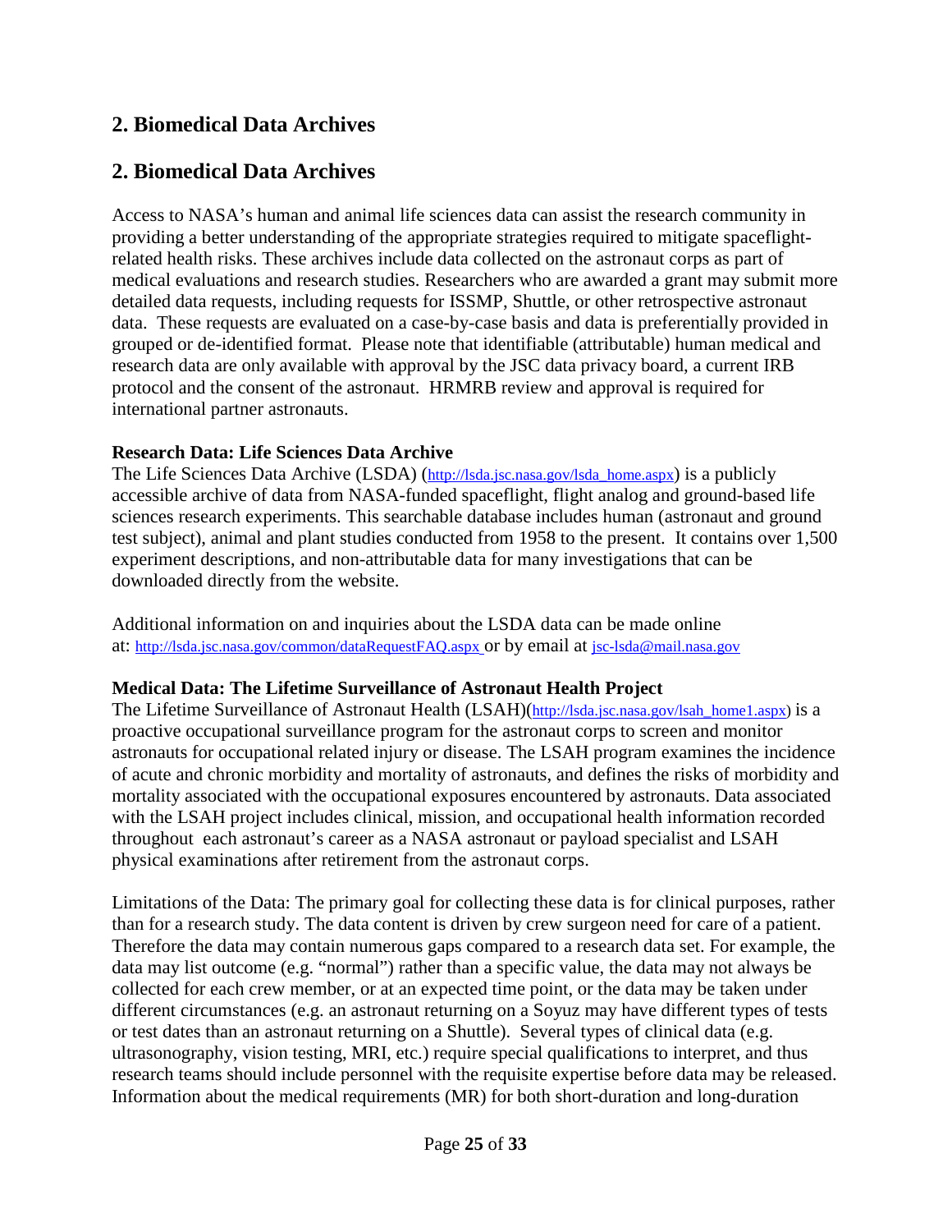## 2. Biomedical Data Archives

## 2. Biomedical Data Archives

Access to NASA's human and animal life sciences data can assist the research community in providing a better understanding of the appropriate strategies required to mitigate spaceflight-related health risks. These archives include data collected on the astronaut corps as part of medical evaluations and research studies. Researchers who are awarded a grant may submit more detailed data requests, including requests for ISSMP, Shuttle, or other retrospective astronaut data. These requests are evaluated on a case-by-case basis and data is preferentially provided in grouped or de-identified format. Please note that identifiable (attributable) human medical and research data are only available with approval by the JSC data privacy board, a current IRB protocol and the consent of the astronaut. HRMRB review and approval is required for international partner astronauts.

**Research Data: Life Sciences Data Archive**

The Life Sciences Data Archive (LSDA) (http://lsda.jsc.nasa.gov/lsda_home.aspx) is a publicly accessible archive of data from NASA-funded spaceflight, flight analog and ground-based life sciences research experiments. This searchable database includes human (astronaut and ground test subject), animal and plant studies conducted from 1958 to the present. It contains over 1,500 experiment descriptions, and non-attributable data for many investigations that can be downloaded directly from the website.

Additional information on and inquiries about the LSDA data can be made online at: http://lsda.jsc.nasa.gov/common/dataRequestFAQ.aspx or by email at jsc-lsda@mail.nasa.gov

**Medical Data: The Lifetime Surveillance of Astronaut Health Project**

The Lifetime Surveillance of Astronaut Health (LSAH)(http://lsda.jsc.nasa.gov/lsah_home1.aspx) is a proactive occupational surveillance program for the astronaut corps to screen and monitor astronauts for occupational related injury or disease. The LSAH program examines the incidence of acute and chronic morbidity and mortality of astronauts, and defines the risks of morbidity and mortality associated with the occupational exposures encountered by astronauts. Data associated with the LSAH project includes clinical, mission, and occupational health information recorded throughout each astronaut's career as a NASA astronaut or payload specialist and LSAH physical examinations after retirement from the astronaut corps.

Limitations of the Data: The primary goal for collecting these data is for clinical purposes, rather than for a research study. The data content is driven by crew surgeon need for care of a patient. Therefore the data may contain numerous gaps compared to a research data set. For example, the data may list outcome (e.g. "normal") rather than a specific value, the data may not always be collected for each crew member, or at an expected time point, or the data may be taken under different circumstances (e.g. an astronaut returning on a Soyuz may have different types of tests or test dates than an astronaut returning on a Shuttle). Several types of clinical data (e.g. ultrasonography, vision testing, MRI, etc.) require special qualifications to interpret, and thus research teams should include personnel with the requisite expertise before data may be released. Information about the medical requirements (MR) for both short-duration and long-duration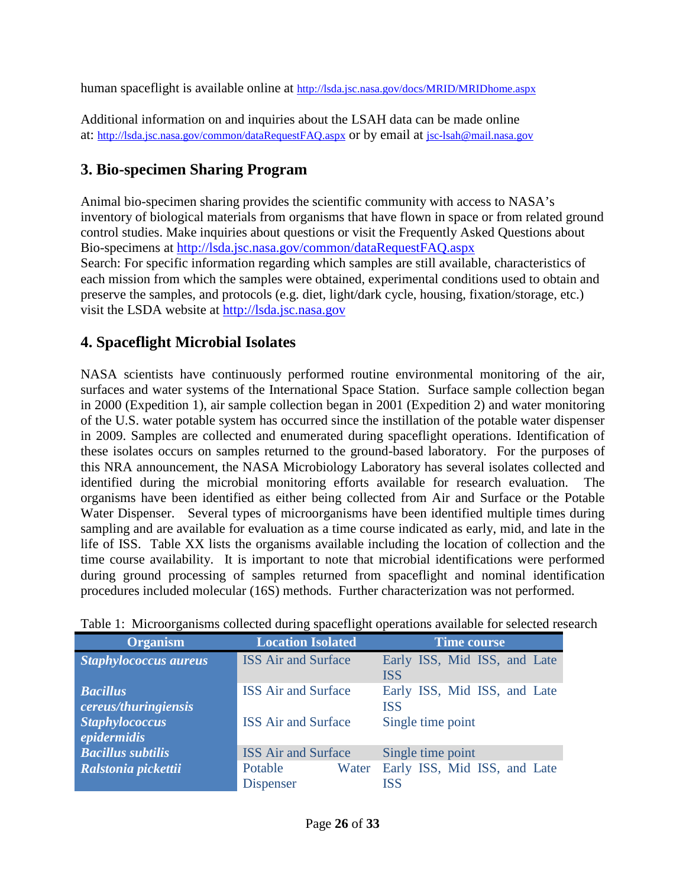human spaceflight is available online at http://lsda.jsc.nasa.gov/docs/MRID/MRIDhome.aspx

Additional information on and inquiries about the LSAH data can be made online at: http://lsda.jsc.nasa.gov/common/dataRequestFAQ.aspx or by email at jsc-lsah@mail.nasa.gov

## 3. Bio-specimen Sharing Program

Animal bio-specimen sharing provides the scientific community with access to NASA's inventory of biological materials from organisms that have flown in space or from related ground control studies. Make inquiries about questions or visit the Frequently Asked Questions about Bio-specimens at http://lsda.jsc.nasa.gov/common/dataRequestFAQ.aspx
Search: For specific information regarding which samples are still available, characteristics of each mission from which the samples were obtained, experimental conditions used to obtain and preserve the samples, and protocols (e.g. diet, light/dark cycle, housing, fixation/storage, etc.) visit the LSDA website at http://lsda.jsc.nasa.gov

## 4. Spaceflight Microbial Isolates

NASA scientists have continuously performed routine environmental monitoring of the air, surfaces and water systems of the International Space Station. Surface sample collection began in 2000 (Expedition 1), air sample collection began in 2001 (Expedition 2) and water monitoring of the U.S. water potable system has occurred since the instillation of the potable water dispenser in 2009. Samples are collected and enumerated during spaceflight operations. Identification of these isolates occurs on samples returned to the ground-based laboratory. For the purposes of this NRA announcement, the NASA Microbiology Laboratory has several isolates collected and identified during the microbial monitoring efforts available for research evaluation. The organisms have been identified as either being collected from Air and Surface or the Potable Water Dispenser. Several types of microorganisms have been identified multiple times during sampling and are available for evaluation as a time course indicated as early, mid, and late in the life of ISS. Table XX lists the organisms available including the location of collection and the time course availability. It is important to note that microbial identifications were performed during ground processing of samples returned from spaceflight and nominal identification procedures included molecular (16S) methods. Further characterization was not performed.

Table 1: Microorganisms collected during spaceflight operations available for selected research

| Organism | Location Isolated | Time course |
|---|---|---|
| ***Staphylococcus aureus*** | ISS Air and Surface | Early ISS, Mid ISS, and Late ISS |
| ***Bacillus cereus/thuringiensis*** | ISS Air and Surface | Early ISS, Mid ISS, and Late ISS |
| ***Staphylococcus epidermidis*** | ISS Air and Surface | Single time point |
| ***Bacillus subtilis*** | ISS Air and Surface | Single time point |
| ***Ralstonia pickettii*** | Potable Water Dispenser | Early ISS, Mid ISS, and Late ISS |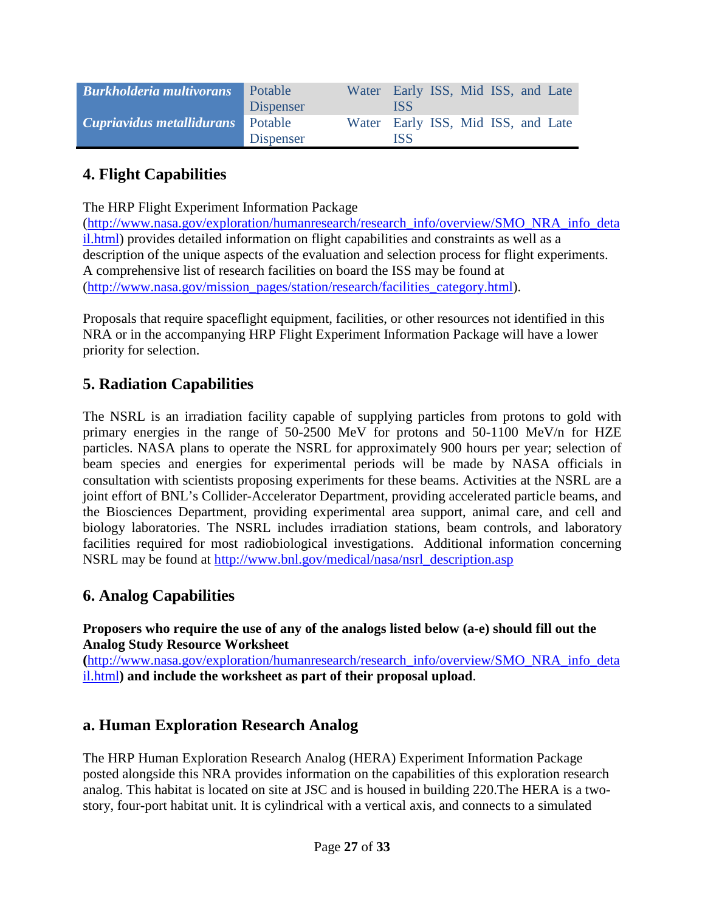| | | |
|---|---|---|
| ***Burkholderia multivorans*** | Potable Water Dispenser | Early ISS, Mid ISS, and Late ISS |
| ***Cupriavidus metallidurans*** | Potable Water Dispenser | Early ISS, Mid ISS, and Late ISS |

## 4. Flight Capabilities

The HRP Flight Experiment Information Package (http://www.nasa.gov/exploration/humanresearch/research_info/overview/SMO_NRA_info_detail.html) provides detailed information on flight capabilities and constraints as well as a description of the unique aspects of the evaluation and selection process for flight experiments. A comprehensive list of research facilities on board the ISS may be found at (http://www.nasa.gov/mission_pages/station/research/facilities_category.html).

Proposals that require spaceflight equipment, facilities, or other resources not identified in this NRA or in the accompanying HRP Flight Experiment Information Package will have a lower priority for selection.

## 5. Radiation Capabilities

The NSRL is an irradiation facility capable of supplying particles from protons to gold with primary energies in the range of 50-2500 MeV for protons and 50-1100 MeV/n for HZE particles. NASA plans to operate the NSRL for approximately 900 hours per year; selection of beam species and energies for experimental periods will be made by NASA officials in consultation with scientists proposing experiments for these beams. Activities at the NSRL are a joint effort of BNL's Collider-Accelerator Department, providing accelerated particle beams, and the Biosciences Department, providing experimental area support, animal care, and cell and biology laboratories. The NSRL includes irradiation stations, beam controls, and laboratory facilities required for most radiobiological investigations. Additional information concerning NSRL may be found at http://www.bnl.gov/medical/nasa/nsrl_description.asp

## 6. Analog Capabilities

**Proposers who require the use of any of the analogs listed below (a-e) should fill out the Analog Study Resource Worksheet (**http://www.nasa.gov/exploration/humanresearch/research_info/overview/SMO_NRA_info_detail.html**) and include the worksheet as part of their proposal upload**.

## a. Human Exploration Research Analog

The HRP Human Exploration Research Analog (HERA) Experiment Information Package posted alongside this NRA provides information on the capabilities of this exploration research analog. This habitat is located on site at JSC and is housed in building 220.The HERA is a two-story, four-port habitat unit. It is cylindrical with a vertical axis, and connects to a simulated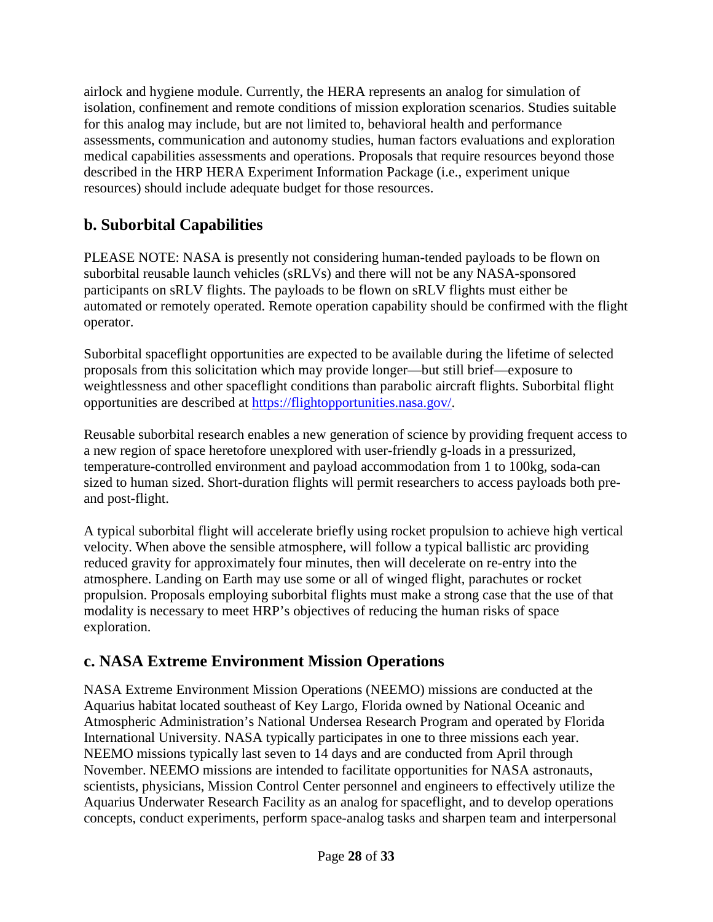airlock and hygiene module. Currently, the HERA represents an analog for simulation of isolation, confinement and remote conditions of mission exploration scenarios. Studies suitable for this analog may include, but are not limited to, behavioral health and performance assessments, communication and autonomy studies, human factors evaluations and exploration medical capabilities assessments and operations. Proposals that require resources beyond those described in the HRP HERA Experiment Information Package (i.e., experiment unique resources) should include adequate budget for those resources.

## b. Suborbital Capabilities

PLEASE NOTE: NASA is presently not considering human-tended payloads to be flown on suborbital reusable launch vehicles (sRLVs) and there will not be any NASA-sponsored participants on sRLV flights. The payloads to be flown on sRLV flights must either be automated or remotely operated. Remote operation capability should be confirmed with the flight operator.

Suborbital spaceflight opportunities are expected to be available during the lifetime of selected proposals from this solicitation which may provide longer—but still brief—exposure to weightlessness and other spaceflight conditions than parabolic aircraft flights. Suborbital flight opportunities are described at [https://flightopportunities.nasa.gov/](https://flightopportunities.nasa.gov/).

Reusable suborbital research enables a new generation of science by providing frequent access to a new region of space heretofore unexplored with user-friendly g-loads in a pressurized, temperature-controlled environment and payload accommodation from 1 to 100kg, soda-can sized to human sized. Short-duration flights will permit researchers to access payloads both pre- and post-flight.

A typical suborbital flight will accelerate briefly using rocket propulsion to achieve high vertical velocity. When above the sensible atmosphere, will follow a typical ballistic arc providing reduced gravity for approximately four minutes, then will decelerate on re-entry into the atmosphere. Landing on Earth may use some or all of winged flight, parachutes or rocket propulsion. Proposals employing suborbital flights must make a strong case that the use of that modality is necessary to meet HRP's objectives of reducing the human risks of space exploration.

## c. NASA Extreme Environment Mission Operations

NASA Extreme Environment Mission Operations (NEEMO) missions are conducted at the Aquarius habitat located southeast of Key Largo, Florida owned by National Oceanic and Atmospheric Administration's National Undersea Research Program and operated by Florida International University. NASA typically participates in one to three missions each year. NEEMO missions typically last seven to 14 days and are conducted from April through November. NEEMO missions are intended to facilitate opportunities for NASA astronauts, scientists, physicians, Mission Control Center personnel and engineers to effectively utilize the Aquarius Underwater Research Facility as an analog for spaceflight, and to develop operations concepts, conduct experiments, perform space-analog tasks and sharpen team and interpersonal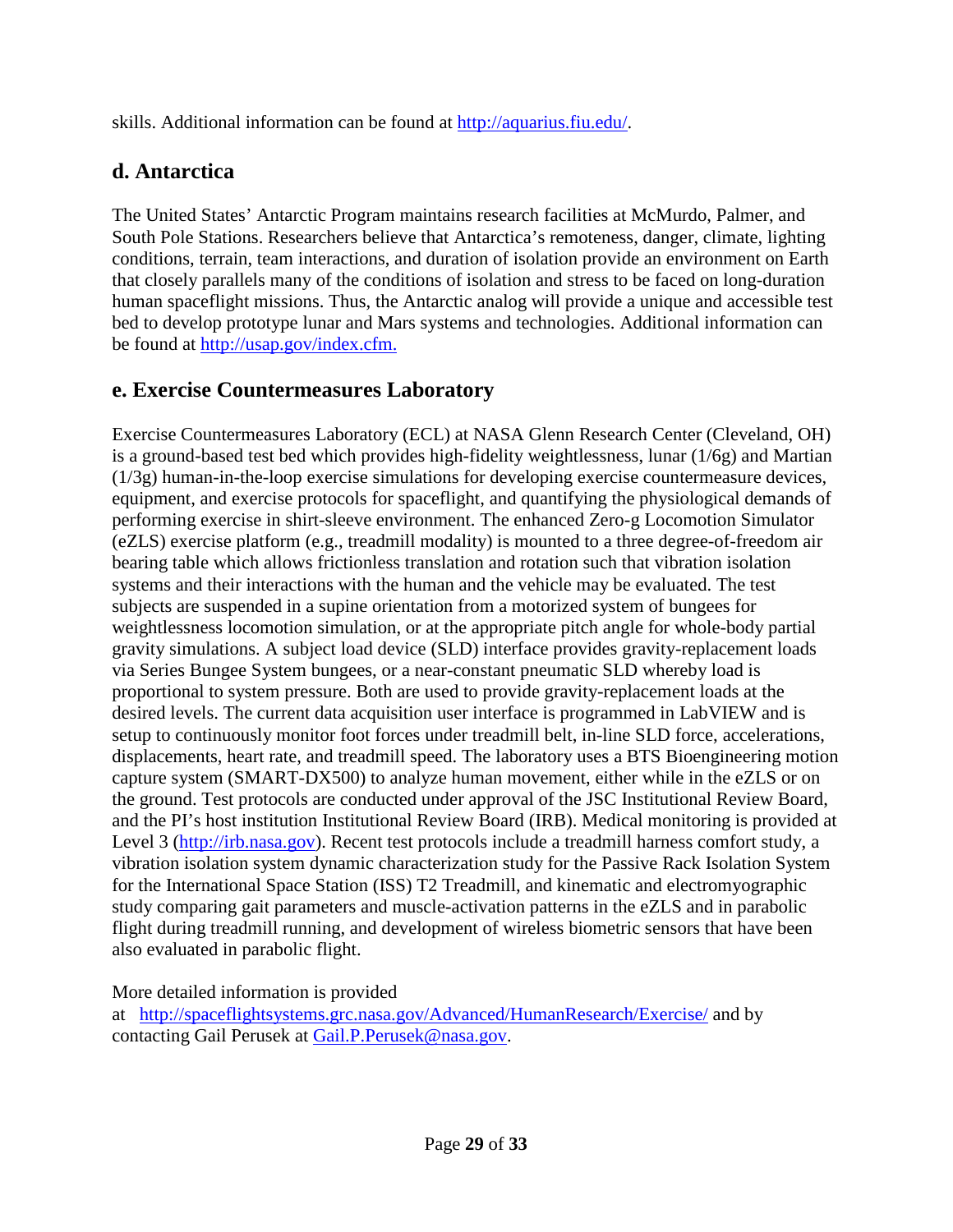skills. Additional information can be found at http://aquarius.fiu.edu/.

## d. Antarctica

The United States' Antarctic Program maintains research facilities at McMurdo, Palmer, and South Pole Stations. Researchers believe that Antarctica's remoteness, danger, climate, lighting conditions, terrain, team interactions, and duration of isolation provide an environment on Earth that closely parallels many of the conditions of isolation and stress to be faced on long-duration human spaceflight missions. Thus, the Antarctic analog will provide a unique and accessible test bed to develop prototype lunar and Mars systems and technologies. Additional information can be found at http://usap.gov/index.cfm.

## e. Exercise Countermeasures Laboratory

Exercise Countermeasures Laboratory (ECL) at NASA Glenn Research Center (Cleveland, OH) is a ground-based test bed which provides high-fidelity weightlessness, lunar (1/6g) and Martian (1/3g) human-in-the-loop exercise simulations for developing exercise countermeasure devices, equipment, and exercise protocols for spaceflight, and quantifying the physiological demands of performing exercise in shirt-sleeve environment. The enhanced Zero-g Locomotion Simulator (eZLS) exercise platform (e.g., treadmill modality) is mounted to a three degree-of-freedom air bearing table which allows frictionless translation and rotation such that vibration isolation systems and their interactions with the human and the vehicle may be evaluated. The test subjects are suspended in a supine orientation from a motorized system of bungees for weightlessness locomotion simulation, or at the appropriate pitch angle for whole-body partial gravity simulations. A subject load device (SLD) interface provides gravity-replacement loads via Series Bungee System bungees, or a near-constant pneumatic SLD whereby load is proportional to system pressure. Both are used to provide gravity-replacement loads at the desired levels. The current data acquisition user interface is programmed in LabVIEW and is setup to continuously monitor foot forces under treadmill belt, in-line SLD force, accelerations, displacements, heart rate, and treadmill speed. The laboratory uses a BTS Bioengineering motion capture system (SMART-DX500) to analyze human movement, either while in the eZLS or on the ground. Test protocols are conducted under approval of the JSC Institutional Review Board, and the PI's host institution Institutional Review Board (IRB). Medical monitoring is provided at Level 3 (http://irb.nasa.gov). Recent test protocols include a treadmill harness comfort study, a vibration isolation system dynamic characterization study for the Passive Rack Isolation System for the International Space Station (ISS) T2 Treadmill, and kinematic and electromyographic study comparing gait parameters and muscle-activation patterns in the eZLS and in parabolic flight during treadmill running, and development of wireless biometric sensors that have been also evaluated in parabolic flight.

More detailed information is provided at http://spaceflightsystems.grc.nasa.gov/Advanced/HumanResearch/Exercise/ and by contacting Gail Perusek at Gail.P.Perusek@nasa.gov.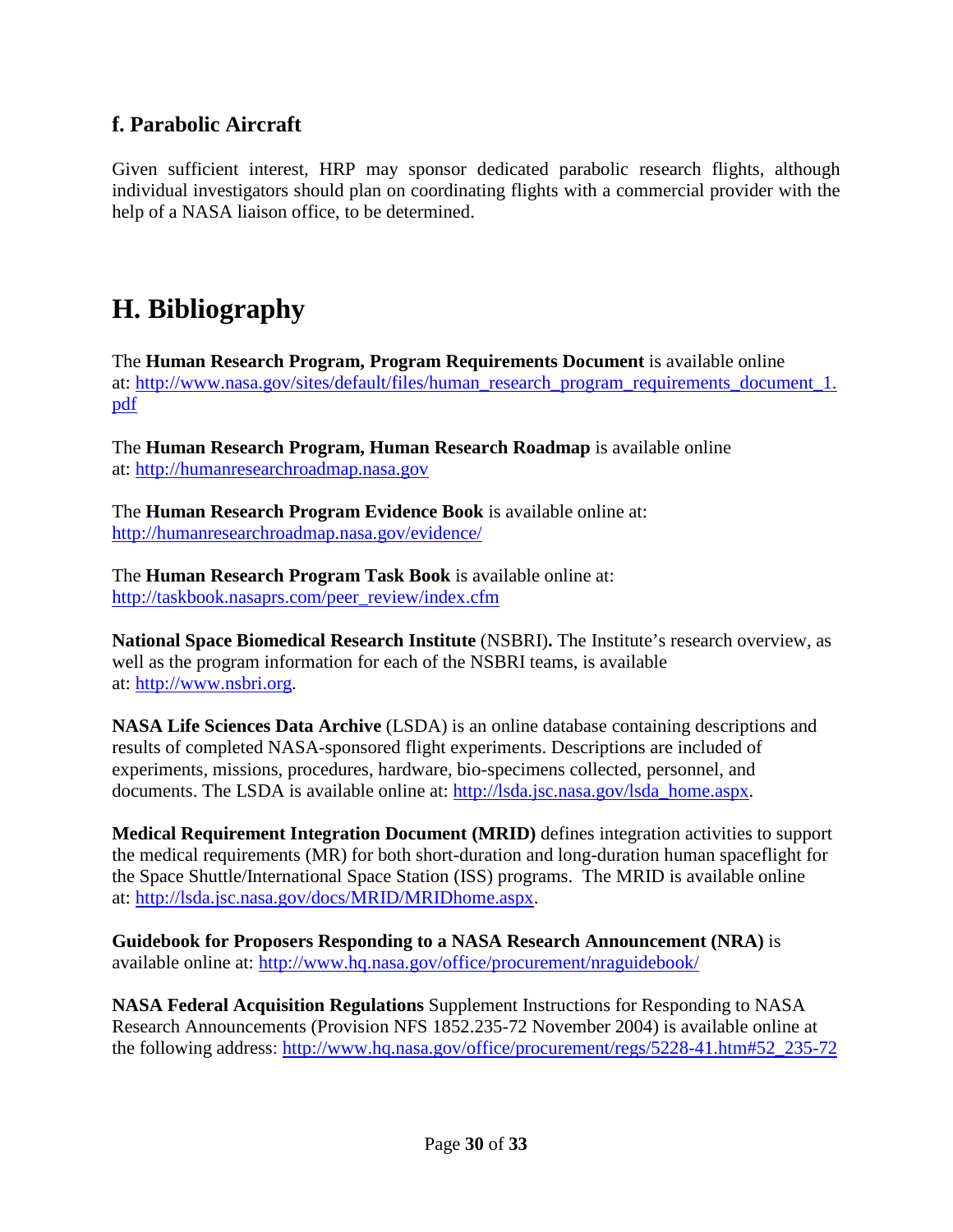### f. Parabolic Aircraft

Given sufficient interest, HRP may sponsor dedicated parabolic research flights, although individual investigators should plan on coordinating flights with a commercial provider with the help of a NASA liaison office, to be determined.

## H. Bibliography

The **Human Research Program, Program Requirements Document** is available online at: http://www.nasa.gov/sites/default/files/human_research_program_requirements_document_1.pdf

The **Human Research Program, Human Research Roadmap** is available online at: http://humanresearchroadmap.nasa.gov

The **Human Research Program Evidence Book** is available online at: http://humanresearchroadmap.nasa.gov/evidence/

The **Human Research Program Task Book** is available online at: http://taskbook.nasaprs.com/peer_review/index.cfm

**National Space Biomedical Research Institute** (NSBRI)**.** The Institute's research overview, as well as the program information for each of the NSBRI teams, is available at: http://www.nsbri.org.

**NASA Life Sciences Data Archive** (LSDA) is an online database containing descriptions and results of completed NASA-sponsored flight experiments. Descriptions are included of experiments, missions, procedures, hardware, bio-specimens collected, personnel, and documents. The LSDA is available online at: http://lsda.jsc.nasa.gov/lsda_home.aspx.

**Medical Requirement Integration Document (MRID)** defines integration activities to support the medical requirements (MR) for both short-duration and long-duration human spaceflight for the Space Shuttle/International Space Station (ISS) programs. The MRID is available online at: http://lsda.jsc.nasa.gov/docs/MRID/MRIDhome.aspx.

**Guidebook for Proposers Responding to a NASA Research Announcement (NRA)** is available online at: http://www.hq.nasa.gov/office/procurement/nraguidebook/

**NASA Federal Acquisition Regulations** Supplement Instructions for Responding to NASA Research Announcements (Provision NFS 1852.235-72 November 2004) is available online at the following address: http://www.hq.nasa.gov/office/procurement/regs/5228-41.htm#52_235-72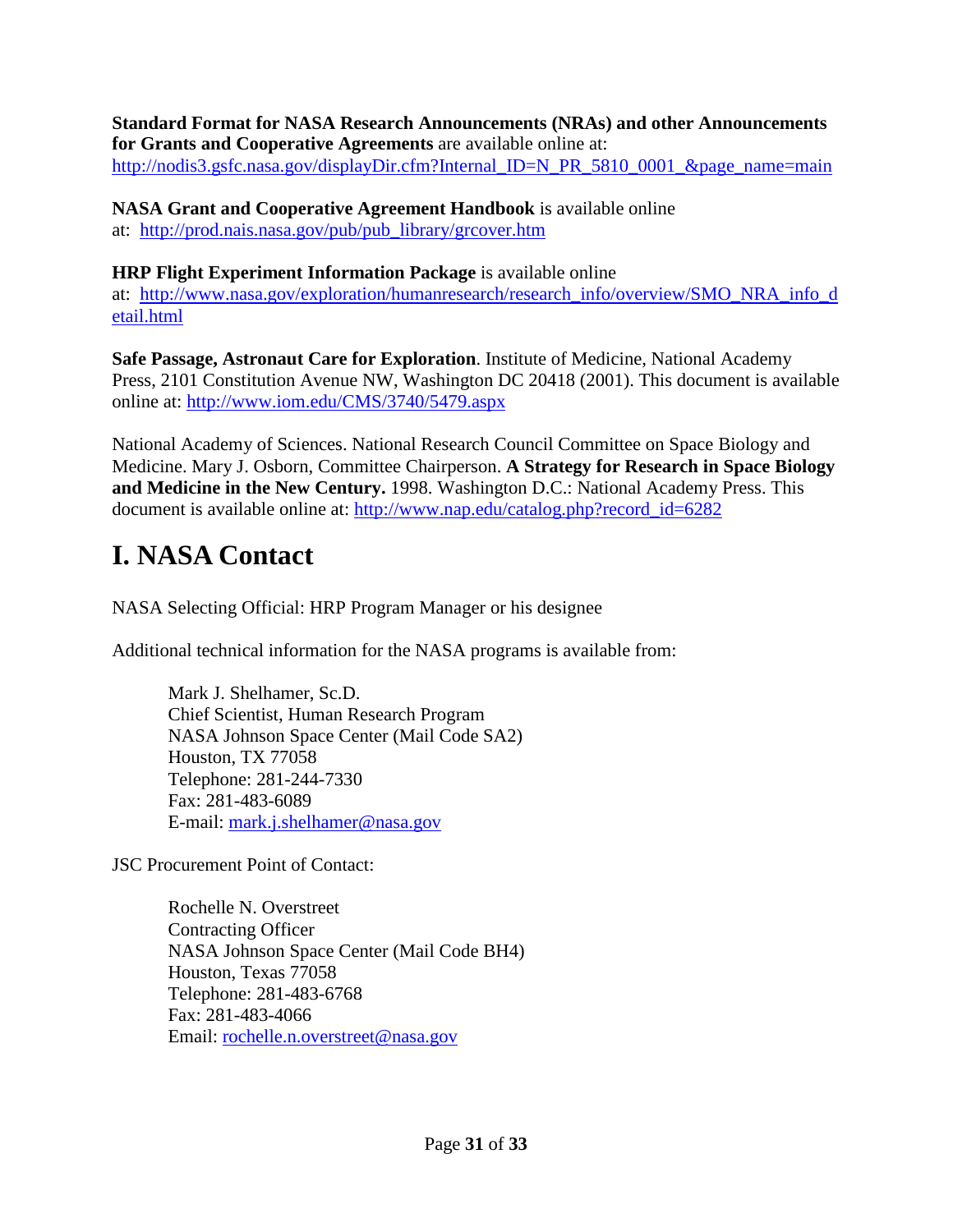**Standard Format for NASA Research Announcements (NRAs) and other Announcements for Grants and Cooperative Agreements** are available online at: http://nodis3.gsfc.nasa.gov/displayDir.cfm?Internal_ID=N_PR_5810_0001_&page_name=main

**NASA Grant and Cooperative Agreement Handbook** is available online at: http://prod.nais.nasa.gov/pub/pub_library/grcover.htm

**HRP Flight Experiment Information Package** is available online at: http://www.nasa.gov/exploration/humanresearch/research_info/overview/SMO_NRA_info_detail.html

**Safe Passage, Astronaut Care for Exploration**. Institute of Medicine, National Academy Press, 2101 Constitution Avenue NW, Washington DC 20418 (2001). This document is available online at: http://www.iom.edu/CMS/3740/5479.aspx

National Academy of Sciences. National Research Council Committee on Space Biology and Medicine. Mary J. Osborn, Committee Chairperson. **A Strategy for Research in Space Biology and Medicine in the New Century.** 1998. Washington D.C.: National Academy Press. This document is available online at: http://www.nap.edu/catalog.php?record_id=6282

# I. NASA Contact

NASA Selecting Official: HRP Program Manager or his designee

Additional technical information for the NASA programs is available from:

> Mark J. Shelhamer, Sc.D.
> Chief Scientist, Human Research Program
> NASA Johnson Space Center (Mail Code SA2)
> Houston, TX 77058
> Telephone: 281-244-7330
> Fax: 281-483-6089
> E-mail: mark.j.shelhamer@nasa.gov

JSC Procurement Point of Contact:

> Rochelle N. Overstreet
> Contracting Officer
> NASA Johnson Space Center (Mail Code BH4)
> Houston, Texas 77058
> Telephone: 281-483-6768
> Fax: 281-483-4066
> Email: rochelle.n.overstreet@nasa.gov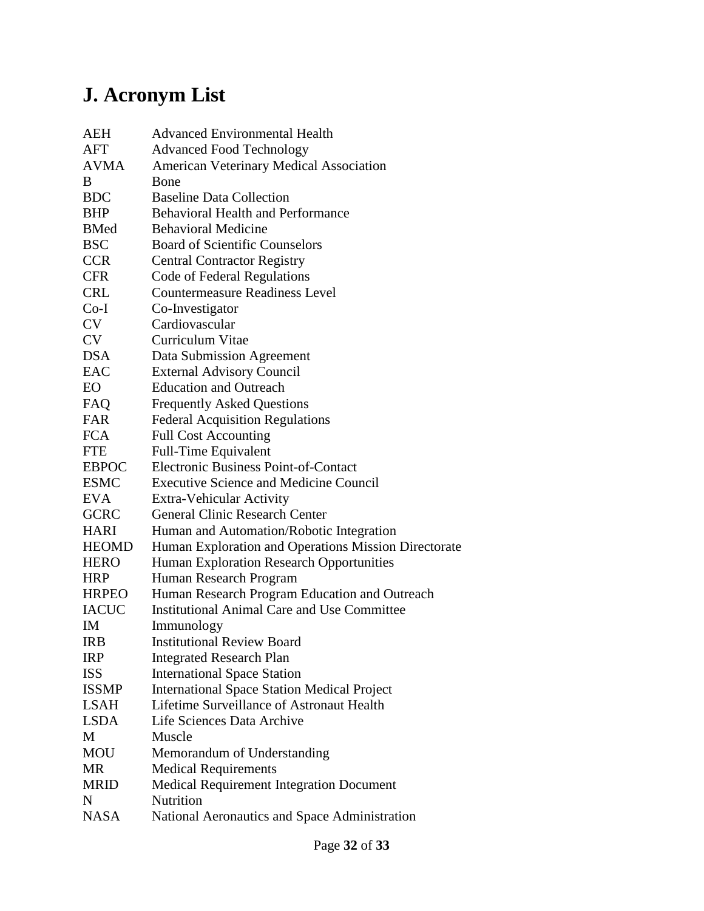## J. Acronym List

| | |
|---|---|
| AEH | Advanced Environmental Health |
| AFT | Advanced Food Technology |
| AVMA | American Veterinary Medical Association |
| B | Bone |
| BDC | Baseline Data Collection |
| BHP | Behavioral Health and Performance |
| BMed | Behavioral Medicine |
| BSC | Board of Scientific Counselors |
| CCR | Central Contractor Registry |
| CFR | Code of Federal Regulations |
| CRL | Countermeasure Readiness Level |
| Co-I | Co-Investigator |
| CV | Cardiovascular |
| CV | Curriculum Vitae |
| DSA | Data Submission Agreement |
| EAC | External Advisory Council |
| EO | Education and Outreach |
| FAQ | Frequently Asked Questions |
| FAR | Federal Acquisition Regulations |
| FCA | Full Cost Accounting |
| FTE | Full-Time Equivalent |
| EBPOC | Electronic Business Point-of-Contact |
| ESMC | Executive Science and Medicine Council |
| EVA | Extra-Vehicular Activity |
| GCRC | General Clinic Research Center |
| HARI | Human and Automation/Robotic Integration |
| HEOMD | Human Exploration and Operations Mission Directorate |
| HERO | Human Exploration Research Opportunities |
| HRP | Human Research Program |
| HRPEO | Human Research Program Education and Outreach |
| IACUC | Institutional Animal Care and Use Committee |
| IM | Immunology |
| IRB | Institutional Review Board |
| IRP | Integrated Research Plan |
| ISS | International Space Station |
| ISSMP | International Space Station Medical Project |
| LSAH | Lifetime Surveillance of Astronaut Health |
| LSDA | Life Sciences Data Archive |
| M | Muscle |
| MOU | Memorandum of Understanding |
| MR | Medical Requirements |
| MRID | Medical Requirement Integration Document |
| N | Nutrition |
| NASA | National Aeronautics and Space Administration |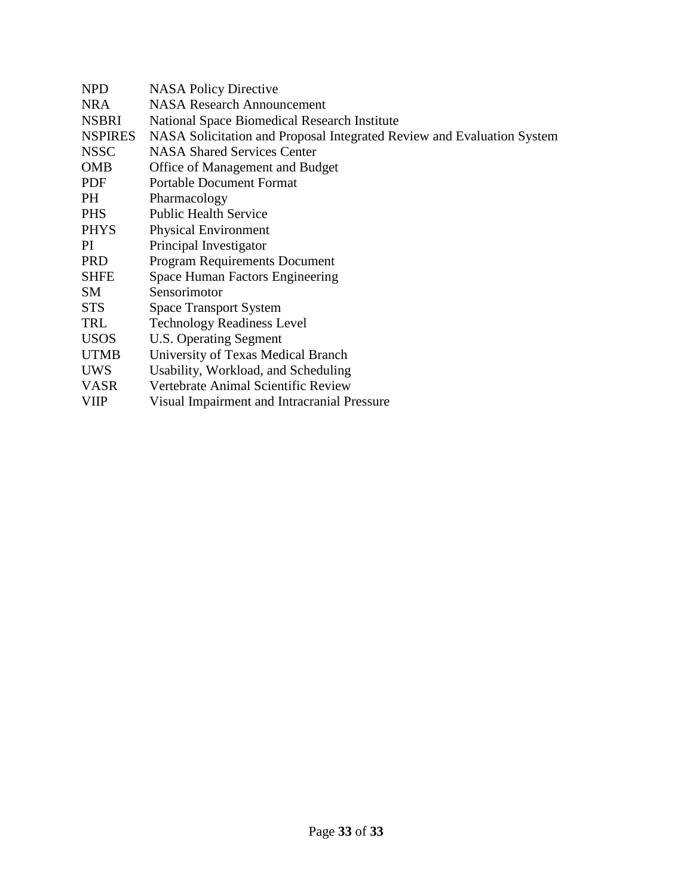| | |
|---|---|
| NPD | NASA Policy Directive |
| NRA | NASA Research Announcement |
| NSBRI | National Space Biomedical Research Institute |
| NSPIRES | NASA Solicitation and Proposal Integrated Review and Evaluation System |
| NSSC | NASA Shared Services Center |
| OMB | Office of Management and Budget |
| PDF | Portable Document Format |
| PH | Pharmacology |
| PHS | Public Health Service |
| PHYS | Physical Environment |
| PI | Principal Investigator |
| PRD | Program Requirements Document |
| SHFE | Space Human Factors Engineering |
| SM | Sensorimotor |
| STS | Space Transport System |
| TRL | Technology Readiness Level |
| USOS | U.S. Operating Segment |
| UTMB | University of Texas Medical Branch |
| UWS | Usability, Workload, and Scheduling |
| VASR | Vertebrate Animal Scientific Review |
| VIIP | Visual Impairment and Intracranial Pressure |